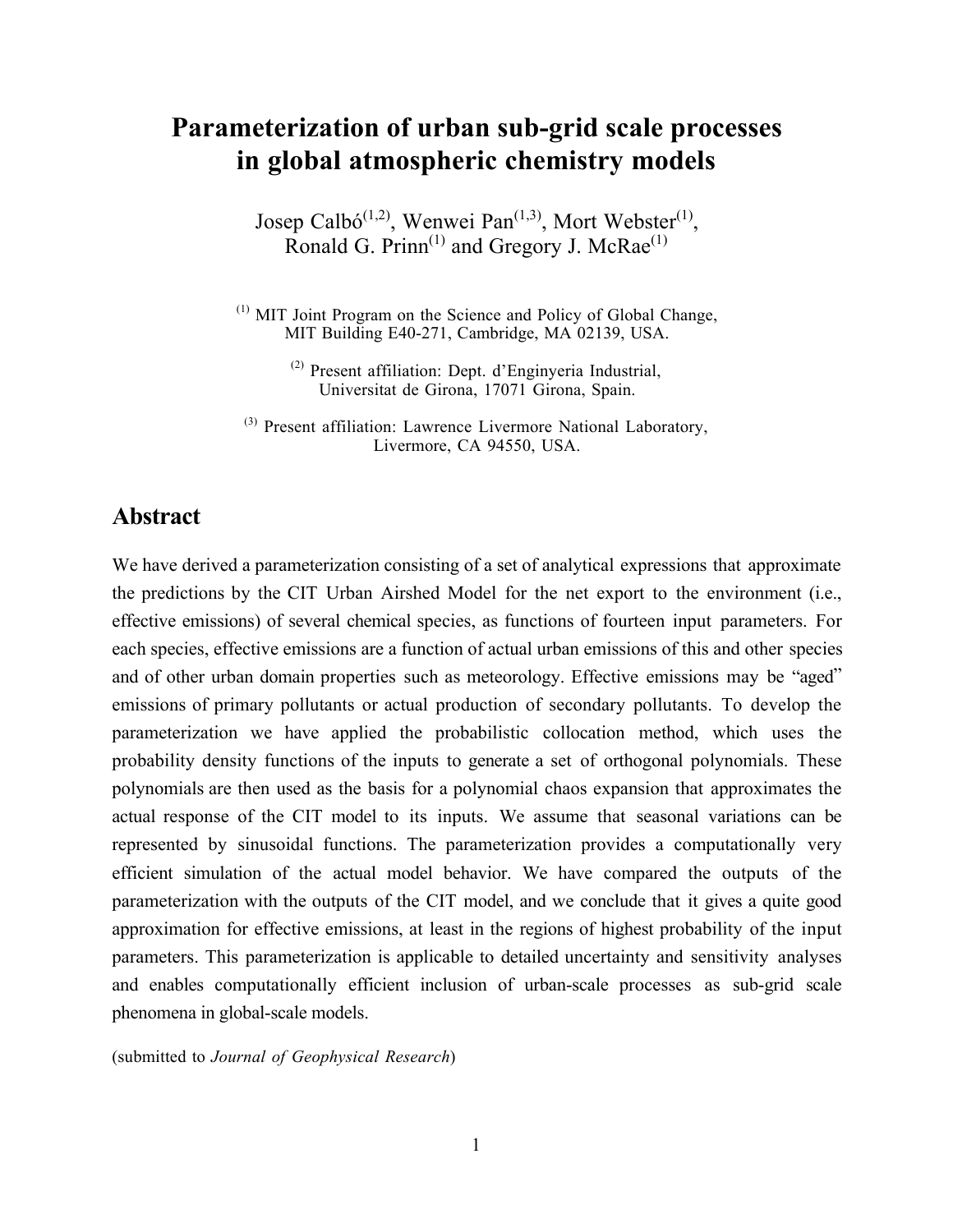# Parameterization of urban sub-grid scale processes in global atmospheric chemistry models

Josep Calbó[1,2], Wenwei Pan[1,3], Mort Webster[1], Ronald G. Prinn[1] and Gregory J. McRae[1]

[1] MIT Joint Program on the Science and Policy of Global Change, MIT Building E40-271, Cambridge, MA 02139, USA.

[2] Present affiliation: Dept. d'Enginyeria Industrial, Universitat de Girona, 17071 Girona, Spain.

[3] Present affiliation: Lawrence Livermore National Laboratory, Livermore, CA 94550, USA.

## Abstract

We have derived a parameterization consisting of a set of analytical expressions that approximate the predictions by the CIT Urban Airshed Model for the net export to the environment (i.e., effective emissions) of several chemical species, as functions of fourteen input parameters. For each species, effective emissions are a function of actual urban emissions of this and other species and of other urban domain properties such as meteorology. Effective emissions may be "aged" emissions of primary pollutants or actual production of secondary pollutants. To develop the parameterization we have applied the probabilistic collocation method, which uses the probability density functions of the inputs to generate a set of orthogonal polynomials. These polynomials are then used as the basis for a polynomial chaos expansion that approximates the actual response of the CIT model to its inputs. We assume that seasonal variations can be represented by sinusoidal functions. The parameterization provides a computationally very efficient simulation of the actual model behavior. We have compared the outputs of the parameterization with the outputs of the CIT model, and we conclude that it gives a quite good approximation for effective emissions, at least in the regions of highest probability of the input parameters. This parameterization is applicable to detailed uncertainty and sensitivity analyses and enables computationally efficient inclusion of urban-scale processes as sub-grid scale phenomena in global-scale models.

(submitted to *Journal of Geophysical Research*)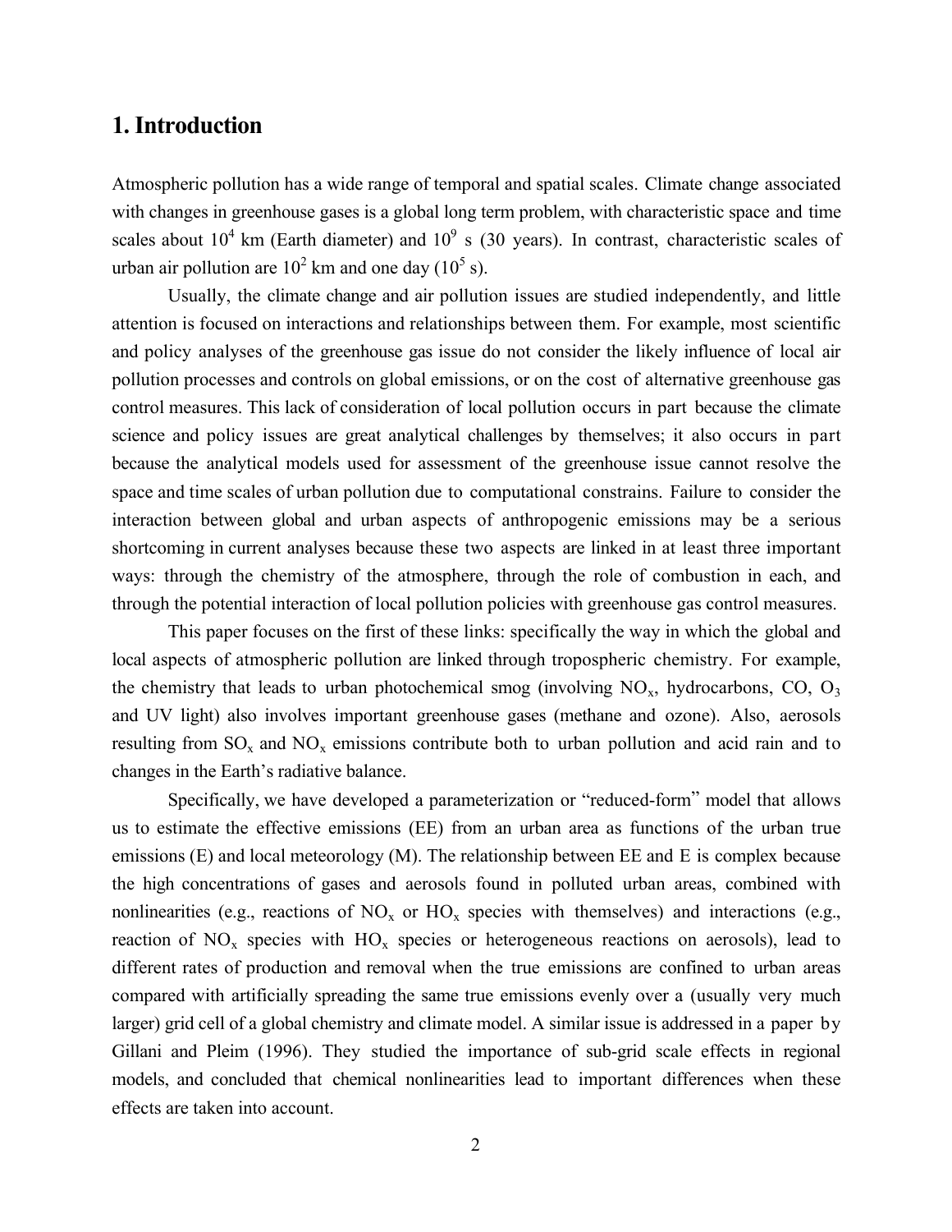# 1. Introduction

Atmospheric pollution has a wide range of temporal and spatial scales. Climate change associated with changes in greenhouse gases is a global long term problem, with characteristic space and time scales about $10^4$ km (Earth diameter) and $10^9$ s (30 years). In contrast, characteristic scales of urban air pollution are $10^2$ km and one day ($10^5$ s).

Usually, the climate change and air pollution issues are studied independently, and little attention is focused on interactions and relationships between them. For example, most scientific and policy analyses of the greenhouse gas issue do not consider the likely influence of local air pollution processes and controls on global emissions, or on the cost of alternative greenhouse gas control measures. This lack of consideration of local pollution occurs in part because the climate science and policy issues are great analytical challenges by themselves; it also occurs in part because the analytical models used for assessment of the greenhouse issue cannot resolve the space and time scales of urban pollution due to computational constrains. Failure to consider the interaction between global and urban aspects of anthropogenic emissions may be a serious shortcoming in current analyses because these two aspects are linked in at least three important ways: through the chemistry of the atmosphere, through the role of combustion in each, and through the potential interaction of local pollution policies with greenhouse gas control measures.

This paper focuses on the first of these links: specifically the way in which the global and local aspects of atmospheric pollution are linked through tropospheric chemistry. For example, the chemistry that leads to urban photochemical smog (involving $NO_x$, hydrocarbons, CO, $O_3$ and UV light) also involves important greenhouse gases (methane and ozone). Also, aerosols resulting from $SO_x$ and $NO_x$ emissions contribute both to urban pollution and acid rain and to changes in the Earth's radiative balance.

Specifically, we have developed a parameterization or "reduced-form" model that allows us to estimate the effective emissions (EE) from an urban area as functions of the urban true emissions (E) and local meteorology (M). The relationship between EE and E is complex because the high concentrations of gases and aerosols found in polluted urban areas, combined with nonlinearities (e.g., reactions of $NO_x$ or $HO_x$ species with themselves) and interactions (e.g., reaction of $NO_x$ species with $HO_x$ species or heterogeneous reactions on aerosols), lead to different rates of production and removal when the true emissions are confined to urban areas compared with artificially spreading the same true emissions evenly over a (usually very much larger) grid cell of a global chemistry and climate model. A similar issue is addressed in a paper by Gillani and Pleim (1996). They studied the importance of sub-grid scale effects in regional models, and concluded that chemical nonlinearities lead to important differences when these effects are taken into account.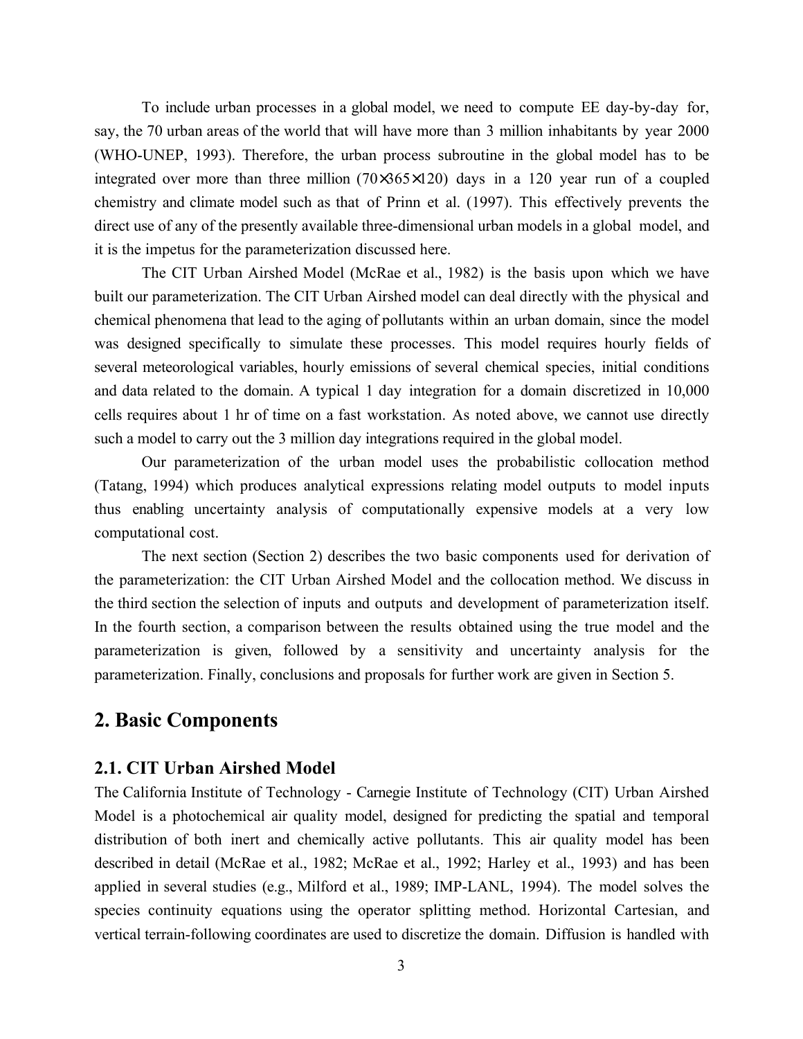To include urban processes in a global model, we need to compute EE day-by-day for, say, the 70 urban areas of the world that will have more than 3 million inhabitants by year 2000 (WHO-UNEP, 1993). Therefore, the urban process subroutine in the global model has to be integrated over more than three million ($70 \times 365 \times 120$) days in a 120 year run of a coupled chemistry and climate model such as that of Prinn et al. (1997). This effectively prevents the direct use of any of the presently available three-dimensional urban models in a global model, and it is the impetus for the parameterization discussed here.

The CIT Urban Airshed Model (McRae et al., 1982) is the basis upon which we have built our parameterization. The CIT Urban Airshed model can deal directly with the physical and chemical phenomena that lead to the aging of pollutants within an urban domain, since the model was designed specifically to simulate these processes. This model requires hourly fields of several meteorological variables, hourly emissions of several chemical species, initial conditions and data related to the domain. A typical 1 day integration for a domain discretized in 10,000 cells requires about 1 hr of time on a fast workstation. As noted above, we cannot use directly such a model to carry out the 3 million day integrations required in the global model.

Our parameterization of the urban model uses the probabilistic collocation method (Tatang, 1994) which produces analytical expressions relating model outputs to model inputs thus enabling uncertainty analysis of computationally expensive models at a very low computational cost.

The next section (Section 2) describes the two basic components used for derivation of the parameterization: the CIT Urban Airshed Model and the collocation method. We discuss in the third section the selection of inputs and outputs and development of parameterization itself. In the fourth section, a comparison between the results obtained using the true model and the parameterization is given, followed by a sensitivity and uncertainty analysis for the parameterization. Finally, conclusions and proposals for further work are given in Section 5.

## 2. Basic Components

### 2.1. CIT Urban Airshed Model

The California Institute of Technology - Carnegie Institute of Technology (CIT) Urban Airshed Model is a photochemical air quality model, designed for predicting the spatial and temporal distribution of both inert and chemically active pollutants. This air quality model has been described in detail (McRae et al., 1982; McRae et al., 1992; Harley et al., 1993) and has been applied in several studies (e.g., Milford et al., 1989; IMP-LANL, 1994). The model solves the species continuity equations using the operator splitting method. Horizontal Cartesian, and vertical terrain-following coordinates are used to discretize the domain. Diffusion is handled with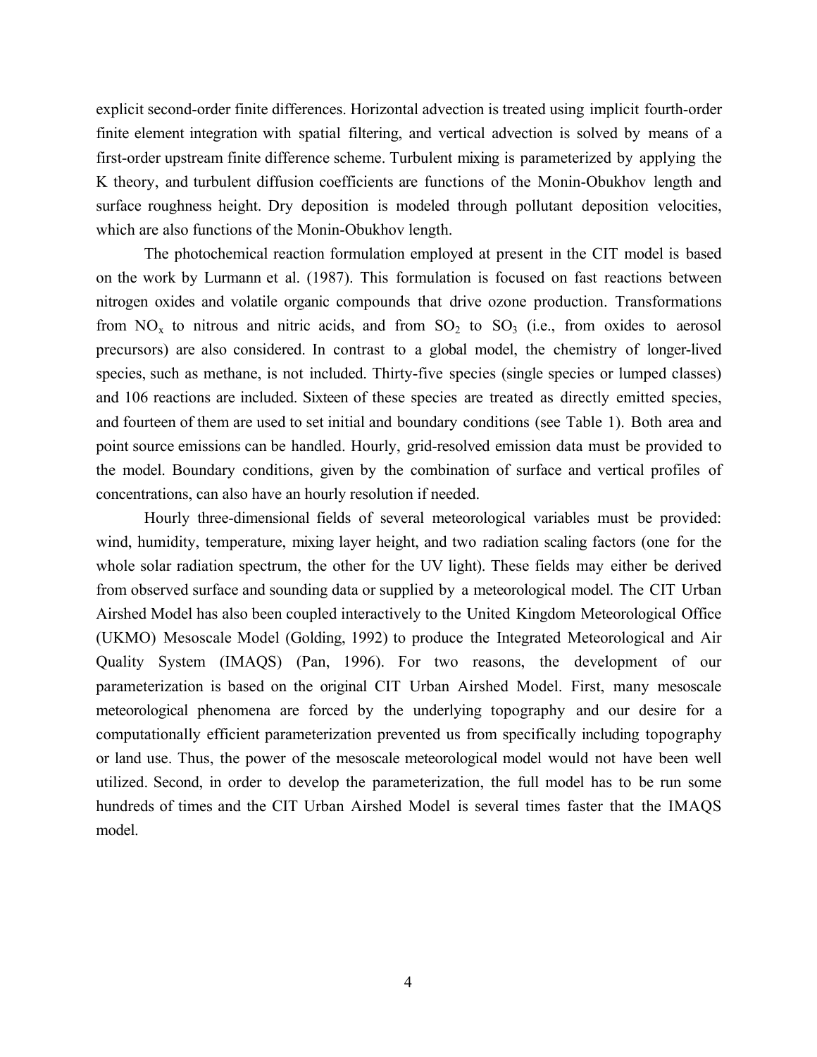explicit second-order finite differences. Horizontal advection is treated using implicit fourth-order finite element integration with spatial filtering, and vertical advection is solved by means of a first-order upstream finite difference scheme. Turbulent mixing is parameterized by applying the K theory, and turbulent diffusion coefficients are functions of the Monin-Obukhov length and surface roughness height. Dry deposition is modeled through pollutant deposition velocities, which are also functions of the Monin-Obukhov length.

The photochemical reaction formulation employed at present in the CIT model is based on the work by Lurmann et al. (1987). This formulation is focused on fast reactions between nitrogen oxides and volatile organic compounds that drive ozone production. Transformations from $NO_x$ to nitrous and nitric acids, and from $SO_2$ to $SO_3$ (i.e., from oxides to aerosol precursors) are also considered. In contrast to a global model, the chemistry of longer-lived species, such as methane, is not included. Thirty-five species (single species or lumped classes) and 106 reactions are included. Sixteen of these species are treated as directly emitted species, and fourteen of them are used to set initial and boundary conditions (see Table 1). Both area and point source emissions can be handled. Hourly, grid-resolved emission data must be provided to the model. Boundary conditions, given by the combination of surface and vertical profiles of concentrations, can also have an hourly resolution if needed.

Hourly three-dimensional fields of several meteorological variables must be provided: wind, humidity, temperature, mixing layer height, and two radiation scaling factors (one for the whole solar radiation spectrum, the other for the UV light). These fields may either be derived from observed surface and sounding data or supplied by a meteorological model. The CIT Urban Airshed Model has also been coupled interactively to the United Kingdom Meteorological Office (UKMO) Mesoscale Model (Golding, 1992) to produce the Integrated Meteorological and Air Quality System (IMAQS) (Pan, 1996). For two reasons, the development of our parameterization is based on the original CIT Urban Airshed Model. First, many mesoscale meteorological phenomena are forced by the underlying topography and our desire for a computationally efficient parameterization prevented us from specifically including topography or land use. Thus, the power of the mesoscale meteorological model would not have been well utilized. Second, in order to develop the parameterization, the full model has to be run some hundreds of times and the CIT Urban Airshed Model is several times faster that the IMAQS model.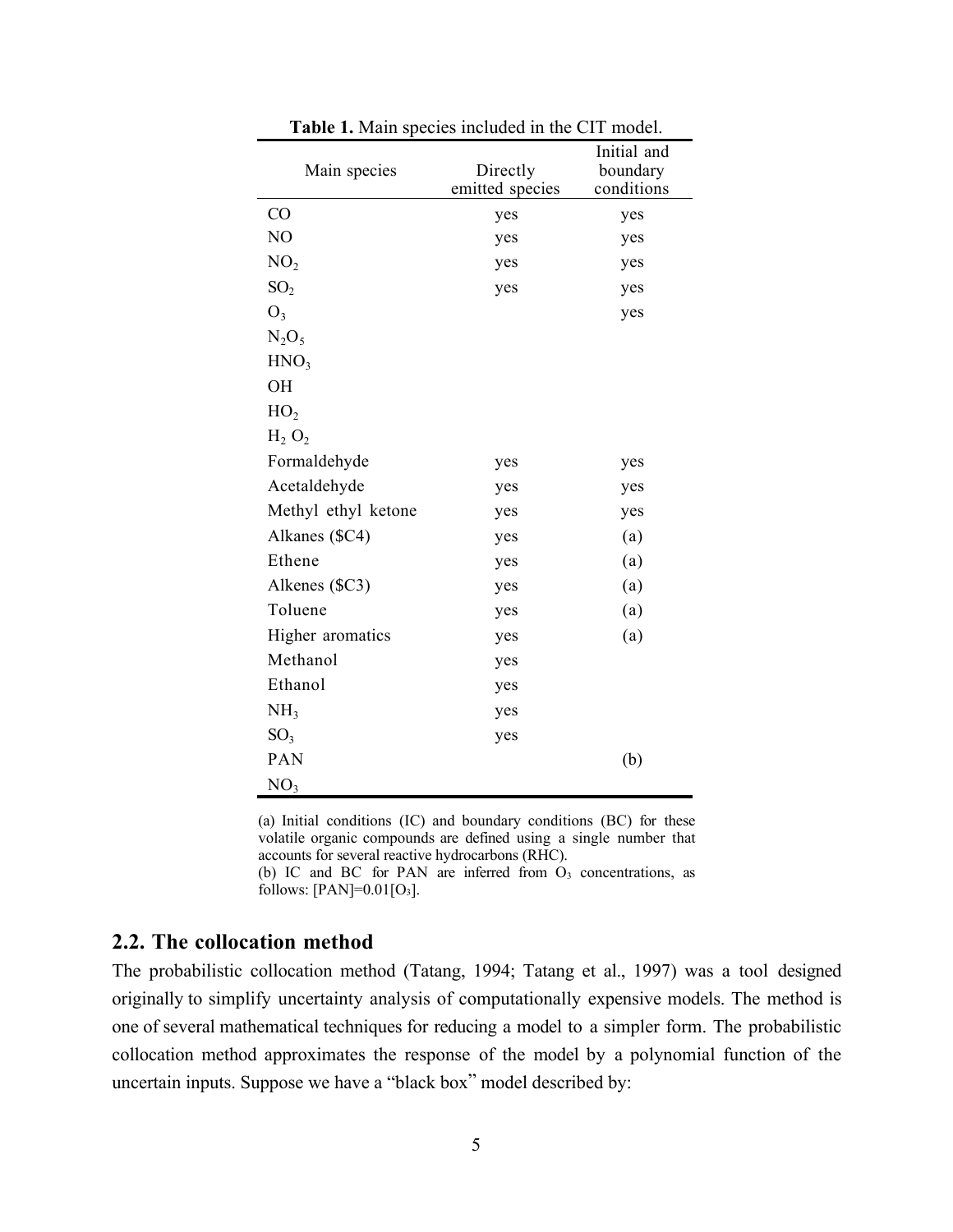**Table 1.** Main species included in the CIT model.

| Main species | Directly emitted species | Initial and boundary conditions |
|---|---|---|
| CO | yes | yes |
| NO | yes | yes |
| $NO_2$ | yes | yes |
| $SO_2$ | yes | yes |
| $O_3$ | | yes |
| $N_2O_5$ | | |
| $HNO_3$ | | |
| OH | | |
| $HO_2$ | | |
| $H_2O_2$ | | |
| Formaldehyde | yes | yes |
| Acetaldehyde | yes | yes |
| Methyl ethyl ketone | yes | yes |
| Alkanes ($C4) | yes | (a) |
| Ethene | yes | (a) |
| Alkenes ($C3) | yes | (a) |
| Toluene | yes | (a) |
| Higher aromatics | yes | (a) |
| Methanol | yes | |
| Ethanol | yes | |
| $NH_3$ | yes | |
| $SO_3$ | yes | |
| PAN | | (b) |
| $NO_3$ | | |

(a) Initial conditions (IC) and boundary conditions (BC) for these volatile organic compounds are defined using a single number that accounts for several reactive hydrocarbons (RHC).
(b) IC and BC for PAN are inferred from $O_3$ concentrations, as follows: $[PAN]=0.01[O_3]$.

## 2.2. The collocation method

The probabilistic collocation method (Tatang, 1994; Tatang et al., 1997) was a tool designed originally to simplify uncertainty analysis of computationally expensive models. The method is one of several mathematical techniques for reducing a model to a simpler form. The probabilistic collocation method approximates the response of the model by a polynomial function of the uncertain inputs. Suppose we have a "black box" model described by: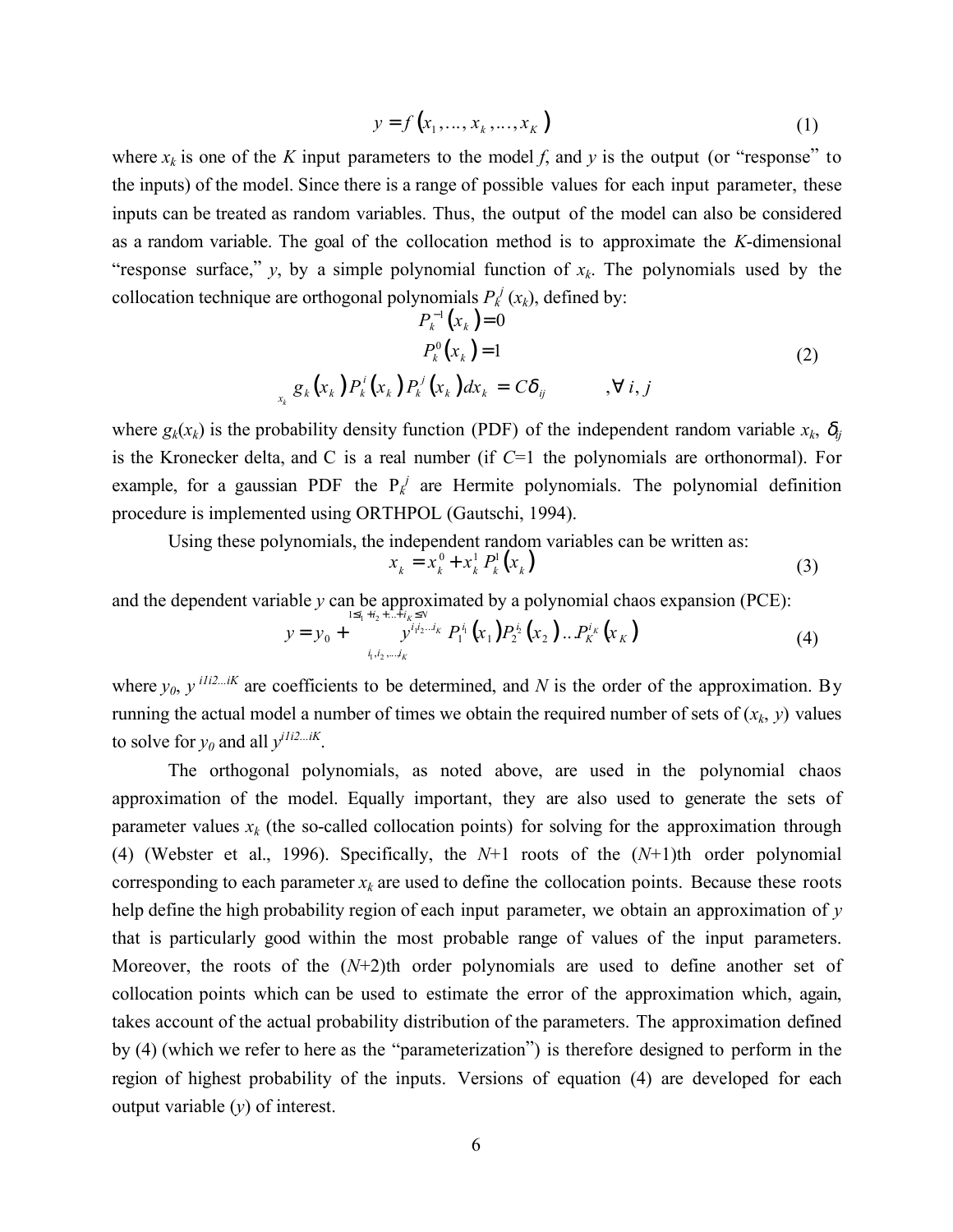$$y = f(x_1, \ldots, x_k, \ldots, x_K) \tag{1}$$

where $x_k$ is one of the $K$ input parameters to the model $f$, and $y$ is the output (or "response" to the inputs) of the model. Since there is a range of possible values for each input parameter, these inputs can be treated as random variables. Thus, the output of the model can also be considered as a random variable. The goal of the collocation method is to approximate the $K$-dimensional "response surface," $y$, by a simple polynomial function of $x_k$. The polynomials used by the collocation technique are orthogonal polynomials $P_k^j(x_k)$, defined by:

$$\begin{gathered} P_k^{-1}(x_k) = 0 \\ P_k^0(x_k) = 1 \\ \int_{x_k} g_k(x_k) P_k^i(x_k) P_k^j(x_k) dx_k = C\delta_{ij} \qquad , \forall\, i, j \end{gathered} \tag{2}$$

where $g_k(x_k)$ is the probability density function (PDF) of the independent random variable $x_k$, $\delta_{ij}$ is the Kronecker delta, and C is a real number (if $C$=1 the polynomials are orthonormal). For example, for a gaussian PDF the $P_k^j$ are Hermite polynomials. The polynomial definition procedure is implemented using ORTHPOL (Gautschi, 1994).

Using these polynomials, the independent random variables can be written as:

$$x_k = x_k^0 + x_k^1 P_k^1(x_k) \tag{3}$$

and the dependent variable $y$ can be approximated by a polynomial chaos expansion (PCE):

$$y = y_0 + \sum_{i_1, i_2, \ldots, i_K}^{1 \le i_1 + i_2 + \ldots + i_K \le N} y^{i_1 i_2 \ldots i_K} P_1^{i_1}(x_1) P_2^{i_2}(x_2) \ldots P_K^{i_K}(x_K) \tag{4}$$

where $y_0$, $y^{i1i2\ldots iK}$ are coefficients to be determined, and $N$ is the order of the approximation. By running the actual model a number of times we obtain the required number of sets of ($x_k$, $y$) values to solve for $y_0$ and all $y^{i1i2\ldots iK}$.

The orthogonal polynomials, as noted above, are used in the polynomial chaos approximation of the model. Equally important, they are also used to generate the sets of parameter values $x_k$ (the so-called collocation points) for solving for the approximation through (4) (Webster et al., 1996). Specifically, the $N$+1 roots of the ($N$+1)th order polynomial corresponding to each parameter $x_k$ are used to define the collocation points. Because these roots help define the high probability region of each input parameter, we obtain an approximation of $y$ that is particularly good within the most probable range of values of the input parameters. Moreover, the roots of the ($N$+2)th order polynomials are used to define another set of collocation points which can be used to estimate the error of the approximation which, again, takes account of the actual probability distribution of the parameters. The approximation defined by (4) (which we refer to here as the "parameterization") is therefore designed to perform in the region of highest probability of the inputs. Versions of equation (4) are developed for each output variable ($y$) of interest.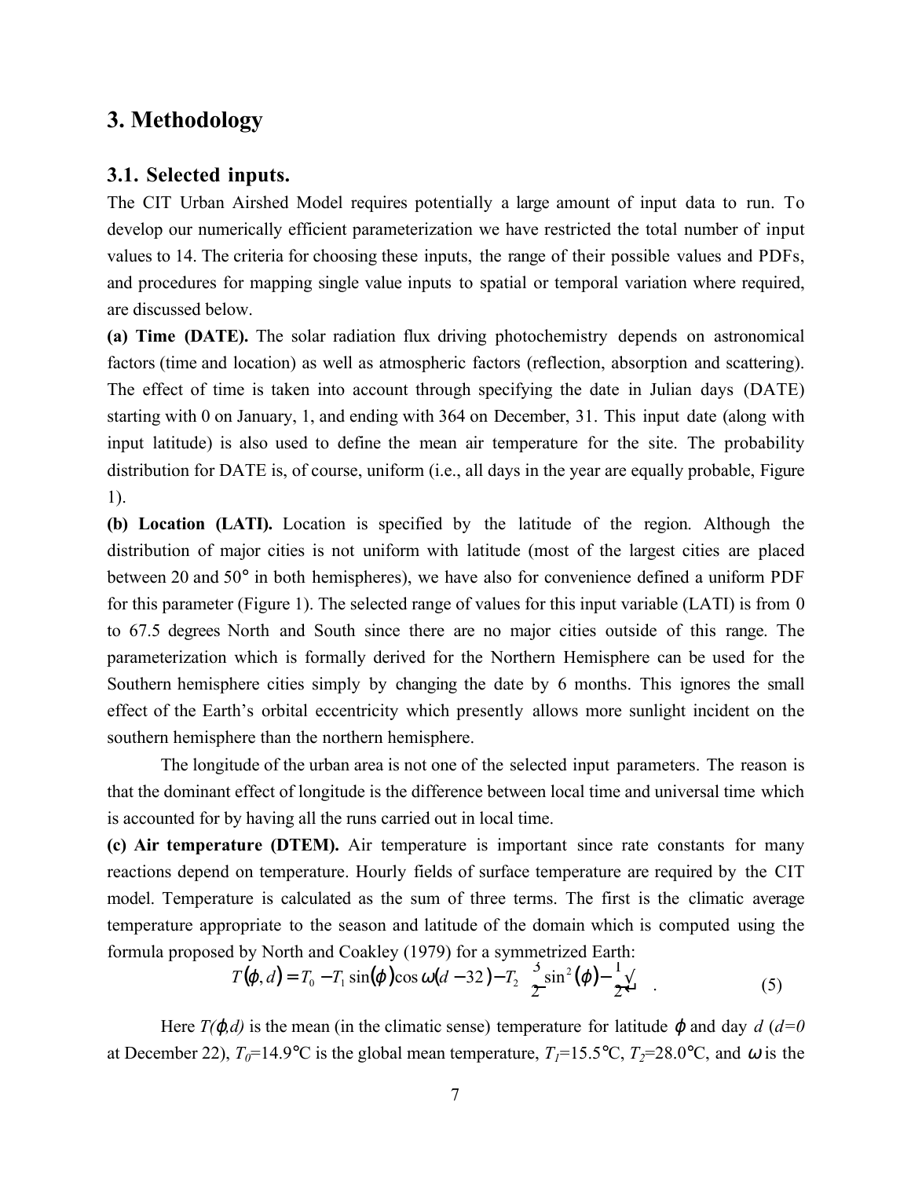## 3. Methodology

### 3.1. Selected inputs.

The CIT Urban Airshed Model requires potentially a large amount of input data to run. To develop our numerically efficient parameterization we have restricted the total number of input values to 14. The criteria for choosing these inputs, the range of their possible values and PDFs, and procedures for mapping single value inputs to spatial or temporal variation where required, are discussed below.

**(a) Time (DATE).** The solar radiation flux driving photochemistry depends on astronomical factors (time and location) as well as atmospheric factors (reflection, absorption and scattering). The effect of time is taken into account through specifying the date in Julian days (DATE) starting with 0 on January, 1, and ending with 364 on December, 31. This input date (along with input latitude) is also used to define the mean air temperature for the site. The probability distribution for DATE is, of course, uniform (i.e., all days in the year are equally probable, Figure 1).

**(b) Location (LATI).** Location is specified by the latitude of the region. Although the distribution of major cities is not uniform with latitude (most of the largest cities are placed between 20 and 50° in both hemispheres), we have also for convenience defined a uniform PDF for this parameter (Figure 1). The selected range of values for this input variable (LATI) is from 0 to 67.5 degrees North and South since there are no major cities outside of this range. The parameterization which is formally derived for the Northern Hemisphere can be used for the Southern hemisphere cities simply by changing the date by 6 months. This ignores the small effect of the Earth's orbital eccentricity which presently allows more sunlight incident on the southern hemisphere than the northern hemisphere.

The longitude of the urban area is not one of the selected input parameters. The reason is that the dominant effect of longitude is the difference between local time and universal time which is accounted for by having all the runs carried out in local time.

**(c) Air temperature (DTEM).** Air temperature is important since rate constants for many reactions depend on temperature. Hourly fields of surface temperature are required by the CIT model. Temperature is calculated as the sum of three terms. The first is the climatic average temperature appropriate to the season and latitude of the domain which is computed using the formula proposed by North and Coakley (1979) for a symmetrized Earth:

$$T(\varphi, d) = T_0 - T_1 \sin(\varphi)\cos\omega(d-32) - T_2\left(\frac{3}{2}\sin^2(\varphi) - \frac{1}{2}\right). \qquad (5)$$

Here $T(\varphi,d)$ is the mean (in the climatic sense) temperature for latitude $\varphi$ and day $d$ ($d=0$ at December 22), $T_0$=14.9°C is the global mean temperature, $T_1$=15.5°C, $T_2$=28.0°C, and $\omega$ is the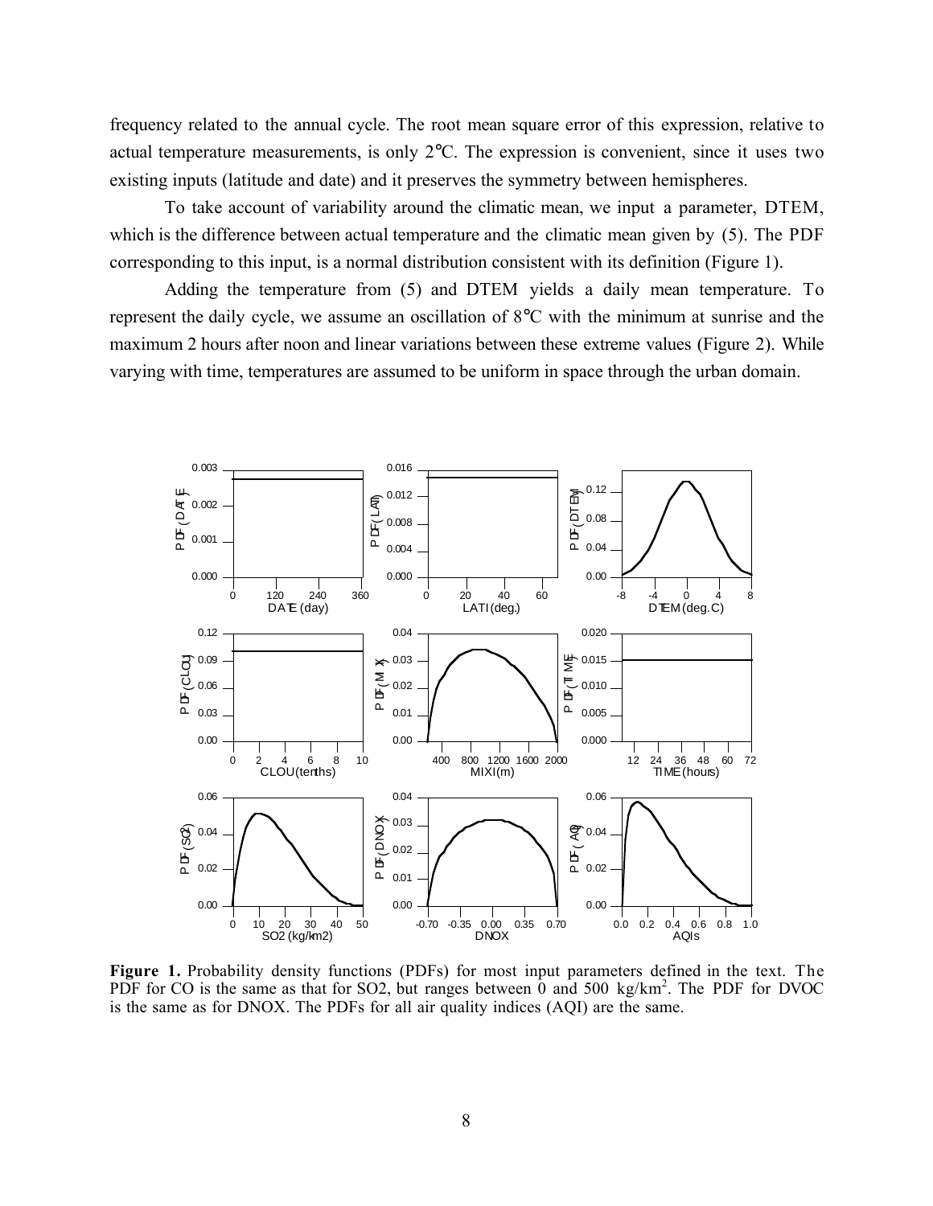frequency related to the annual cycle. The root mean square error of this expression, relative to actual temperature measurements, is only 2°C. The expression is convenient, since it uses two existing inputs (latitude and date) and it preserves the symmetry between hemispheres.

To take account of variability around the climatic mean, we input a parameter, DTEM, which is the difference between actual temperature and the climatic mean given by (5). The PDF corresponding to this input, is a normal distribution consistent with its definition (Figure 1).

Adding the temperature from (5) and DTEM yields a daily mean temperature. To represent the daily cycle, we assume an oscillation of 8°C with the minimum at sunrise and the maximum 2 hours after noon and linear variations between these extreme values (Figure 2). While varying with time, temperatures are assumed to be uniform in space through the urban domain.

**Figure 1.** Probability density functions (PDFs) for most input parameters defined in the text. The PDF for CO is the same as that for SO2, but ranges between 0 and 500 $kg/km^2$. The PDF for DVOC is the same as for DNOX. The PDFs for all air quality indices (AQI) are the same.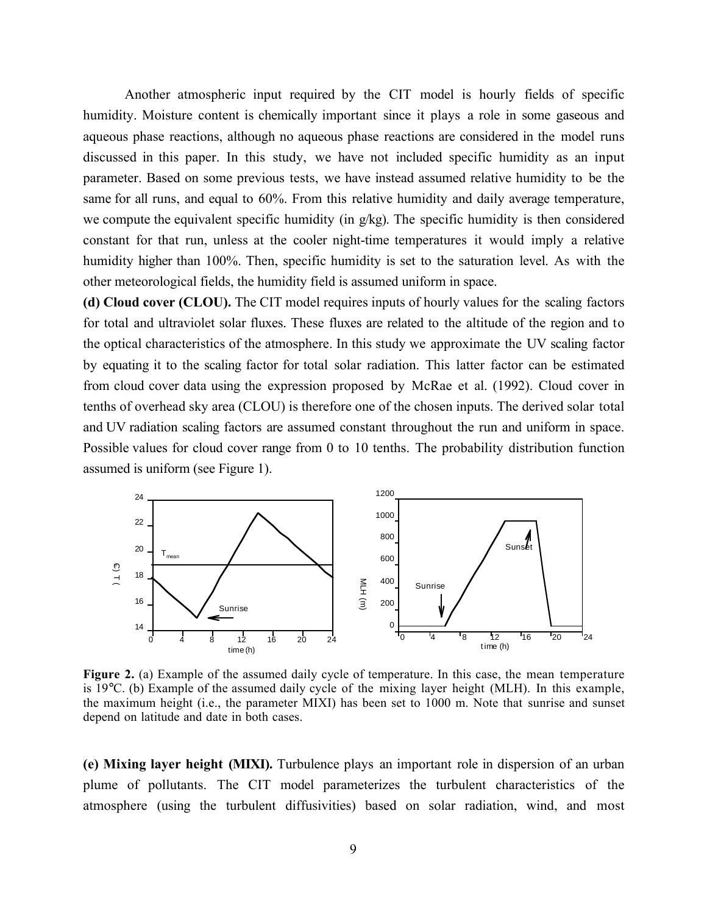Another atmospheric input required by the CIT model is hourly fields of specific humidity. Moisture content is chemically important since it plays a role in some gaseous and aqueous phase reactions, although no aqueous phase reactions are considered in the model runs discussed in this paper. In this study, we have not included specific humidity as an input parameter. Based on some previous tests, we have instead assumed relative humidity to be the same for all runs, and equal to 60%. From this relative humidity and daily average temperature, we compute the equivalent specific humidity (in g/kg). The specific humidity is then considered constant for that run, unless at the cooler night-time temperatures it would imply a relative humidity higher than 100%. Then, specific humidity is set to the saturation level. As with the other meteorological fields, the humidity field is assumed uniform in space.

**(d) Cloud cover (CLOU).** The CIT model requires inputs of hourly values for the scaling factors for total and ultraviolet solar fluxes. These fluxes are related to the altitude of the region and to the optical characteristics of the atmosphere. In this study we approximate the UV scaling factor by equating it to the scaling factor for total solar radiation. This latter factor can be estimated from cloud cover data using the expression proposed by McRae et al. (1992). Cloud cover in tenths of overhead sky area (CLOU) is therefore one of the chosen inputs. The derived solar total and UV radiation scaling factors are assumed constant throughout the run and uniform in space. Possible values for cloud cover range from 0 to 10 tenths. The probability distribution function assumed is uniform (see Figure 1).

**Figure 2.** (a) Example of the assumed daily cycle of temperature. In this case, the mean temperature is 19°C. (b) Example of the assumed daily cycle of the mixing layer height (MLH). In this example, the maximum height (i.e., the parameter MIXI) has been set to 1000 m. Note that sunrise and sunset depend on latitude and date in both cases.

**(e) Mixing layer height (MIXI).** Turbulence plays an important role in dispersion of an urban plume of pollutants. The CIT model parameterizes the turbulent characteristics of the atmosphere (using the turbulent diffusivities) based on solar radiation, wind, and most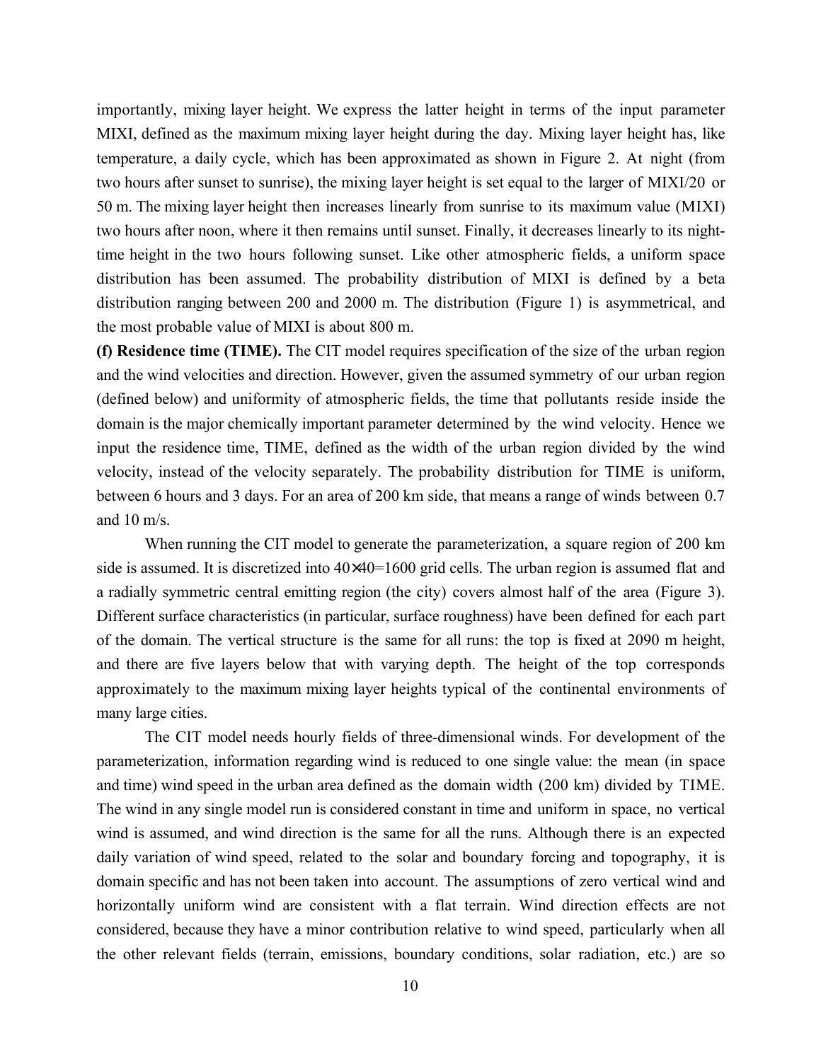importantly, mixing layer height. We express the latter height in terms of the input parameter MIXI, defined as the maximum mixing layer height during the day. Mixing layer height has, like temperature, a daily cycle, which has been approximated as shown in Figure 2. At night (from two hours after sunset to sunrise), the mixing layer height is set equal to the larger of MIXI/20 or 50 m. The mixing layer height then increases linearly from sunrise to its maximum value (MIXI) two hours after noon, where it then remains until sunset. Finally, it decreases linearly to its night-time height in the two hours following sunset. Like other atmospheric fields, a uniform space distribution has been assumed. The probability distribution of MIXI is defined by a beta distribution ranging between 200 and 2000 m. The distribution (Figure 1) is asymmetrical, and the most probable value of MIXI is about 800 m.

**(f) Residence time (TIME).** The CIT model requires specification of the size of the urban region and the wind velocities and direction. However, given the assumed symmetry of our urban region (defined below) and uniformity of atmospheric fields, the time that pollutants reside inside the domain is the major chemically important parameter determined by the wind velocity. Hence we input the residence time, TIME, defined as the width of the urban region divided by the wind velocity, instead of the velocity separately. The probability distribution for TIME is uniform, between 6 hours and 3 days. For an area of 200 km side, that means a range of winds between 0.7 and 10 m/s.

When running the CIT model to generate the parameterization, a square region of 200 km side is assumed. It is discretized into 40×40=1600 grid cells. The urban region is assumed flat and a radially symmetric central emitting region (the city) covers almost half of the area (Figure 3). Different surface characteristics (in particular, surface roughness) have been defined for each part of the domain. The vertical structure is the same for all runs: the top is fixed at 2090 m height, and there are five layers below that with varying depth. The height of the top corresponds approximately to the maximum mixing layer heights typical of the continental environments of many large cities.

The CIT model needs hourly fields of three-dimensional winds. For development of the parameterization, information regarding wind is reduced to one single value: the mean (in space and time) wind speed in the urban area defined as the domain width (200 km) divided by TIME. The wind in any single model run is considered constant in time and uniform in space, no vertical wind is assumed, and wind direction is the same for all the runs. Although there is an expected daily variation of wind speed, related to the solar and boundary forcing and topography, it is domain specific and has not been taken into account. The assumptions of zero vertical wind and horizontally uniform wind are consistent with a flat terrain. Wind direction effects are not considered, because they have a minor contribution relative to wind speed, particularly when all the other relevant fields (terrain, emissions, boundary conditions, solar radiation, etc.) are so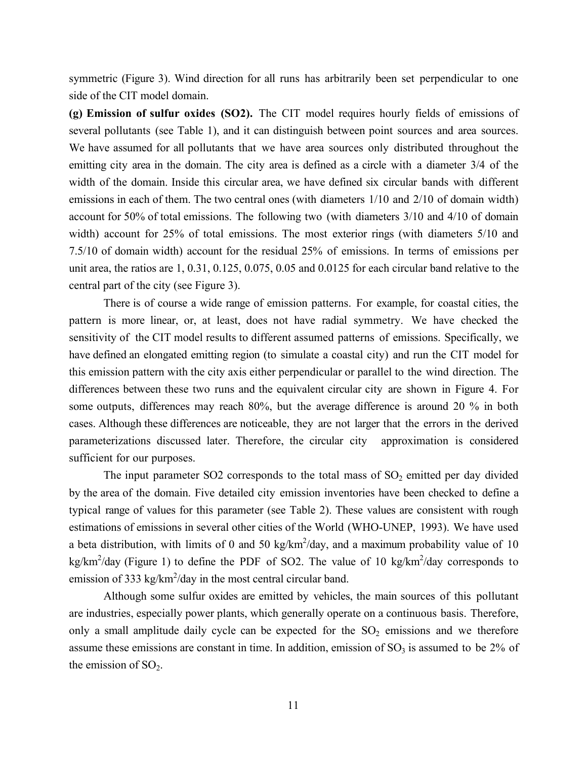symmetric (Figure 3). Wind direction for all runs has arbitrarily been set perpendicular to one side of the CIT model domain.

**(g) Emission of sulfur oxides (SO2).** The CIT model requires hourly fields of emissions of several pollutants (see Table 1), and it can distinguish between point sources and area sources. We have assumed for all pollutants that we have area sources only distributed throughout the emitting city area in the domain. The city area is defined as a circle with a diameter 3/4 of the width of the domain. Inside this circular area, we have defined six circular bands with different emissions in each of them. The two central ones (with diameters 1/10 and 2/10 of domain width) account for 50% of total emissions. The following two (with diameters 3/10 and 4/10 of domain width) account for 25% of total emissions. The most exterior rings (with diameters 5/10 and 7.5/10 of domain width) account for the residual 25% of emissions. In terms of emissions per unit area, the ratios are 1, 0.31, 0.125, 0.075, 0.05 and 0.0125 for each circular band relative to the central part of the city (see Figure 3).

There is of course a wide range of emission patterns. For example, for coastal cities, the pattern is more linear, or, at least, does not have radial symmetry. We have checked the sensitivity of the CIT model results to different assumed patterns of emissions. Specifically, we have defined an elongated emitting region (to simulate a coastal city) and run the CIT model for this emission pattern with the city axis either perpendicular or parallel to the wind direction. The differences between these two runs and the equivalent circular city are shown in Figure 4. For some outputs, differences may reach 80%, but the average difference is around 20 % in both cases. Although these differences are noticeable, they are not larger that the errors in the derived parameterizations discussed later. Therefore, the circular city approximation is considered sufficient for our purposes.

The input parameter SO2 corresponds to the total mass of $SO_2$ emitted per day divided by the area of the domain. Five detailed city emission inventories have been checked to define a typical range of values for this parameter (see Table 2). These values are consistent with rough estimations of emissions in several other cities of the World (WHO-UNEP, 1993). We have used a beta distribution, with limits of 0 and 50 kg/km$^2$/day, and a maximum probability value of 10 kg/km$^2$/day (Figure 1) to define the PDF of SO2. The value of 10 kg/km$^2$/day corresponds to emission of 333 kg/km$^2$/day in the most central circular band.

Although some sulfur oxides are emitted by vehicles, the main sources of this pollutant are industries, especially power plants, which generally operate on a continuous basis. Therefore, only a small amplitude daily cycle can be expected for the $SO_2$ emissions and we therefore assume these emissions are constant in time. In addition, emission of $SO_3$ is assumed to be 2% of the emission of $SO_2$.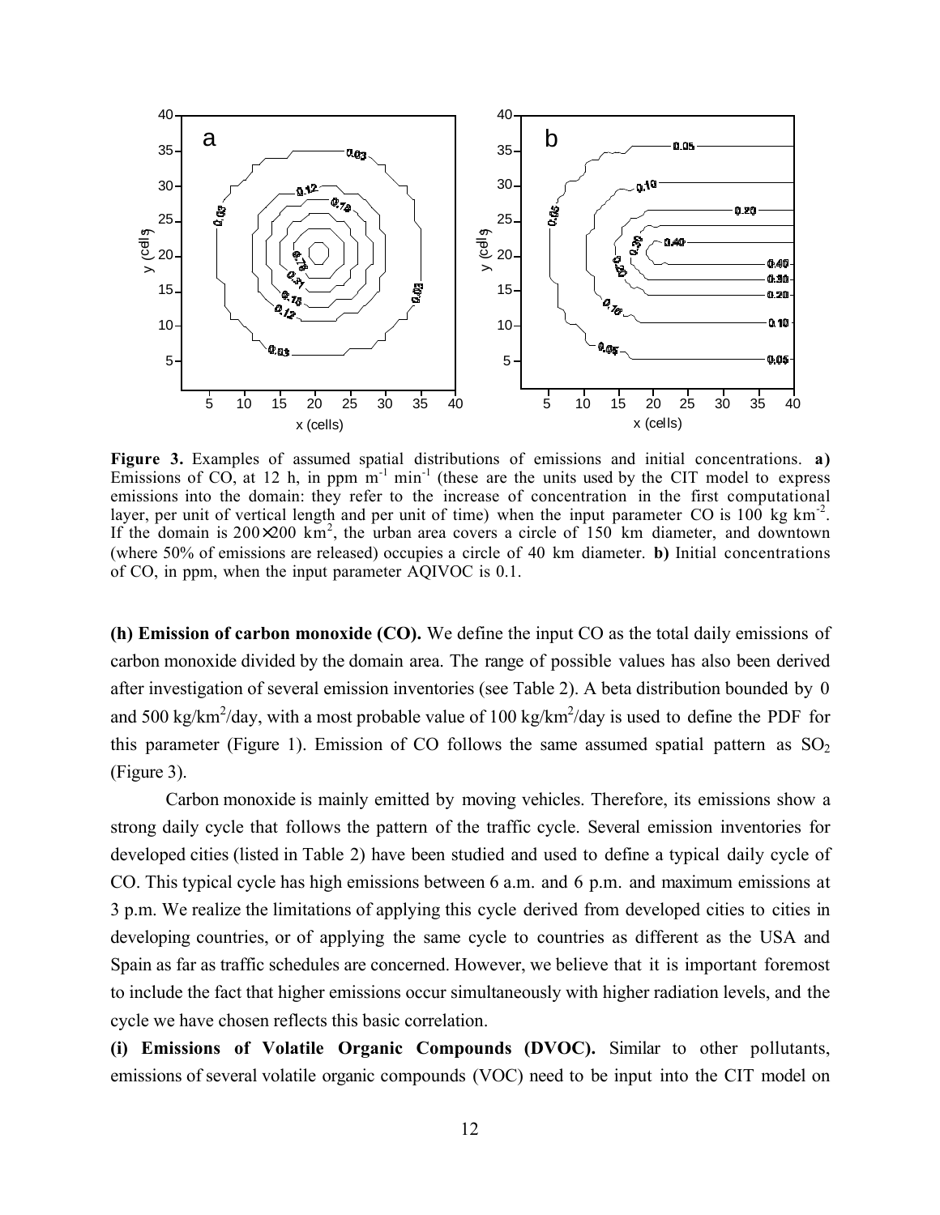**Figure 3.** Examples of assumed spatial distributions of emissions and initial concentrations. **a)** Emissions of CO, at 12 h, in ppm $m^{-1}$ $min^{-1}$ (these are the units used by the CIT model to express emissions into the domain: they refer to the increase of concentration in the first computational layer, per unit of vertical length and per unit of time) when the input parameter CO is 100 kg $km^{-2}$. If the domain is $200 \times 200$ $km^2$, the urban area covers a circle of 150 km diameter, and downtown (where 50% of emissions are released) occupies a circle of 40 km diameter. **b)** Initial concentrations of CO, in ppm, when the input parameter AQIVOC is 0.1.

**(h) Emission of carbon monoxide (CO).** We define the input CO as the total daily emissions of carbon monoxide divided by the domain area. The range of possible values has also been derived after investigation of several emission inventories (see Table 2). A beta distribution bounded by 0 and 500 kg/$km^2$/day, with a most probable value of 100 kg/$km^2$/day is used to define the PDF for this parameter (Figure 1). Emission of CO follows the same assumed spatial pattern as $SO_2$ (Figure 3).

Carbon monoxide is mainly emitted by moving vehicles. Therefore, its emissions show a strong daily cycle that follows the pattern of the traffic cycle. Several emission inventories for developed cities (listed in Table 2) have been studied and used to define a typical daily cycle of CO. This typical cycle has high emissions between 6 a.m. and 6 p.m. and maximum emissions at 3 p.m. We realize the limitations of applying this cycle derived from developed cities to cities in developing countries, or of applying the same cycle to countries as different as the USA and Spain as far as traffic schedules are concerned. However, we believe that it is important foremost to include the fact that higher emissions occur simultaneously with higher radiation levels, and the cycle we have chosen reflects this basic correlation.

**(i) Emissions of Volatile Organic Compounds (DVOC).** Similar to other pollutants, emissions of several volatile organic compounds (VOC) need to be input into the CIT model on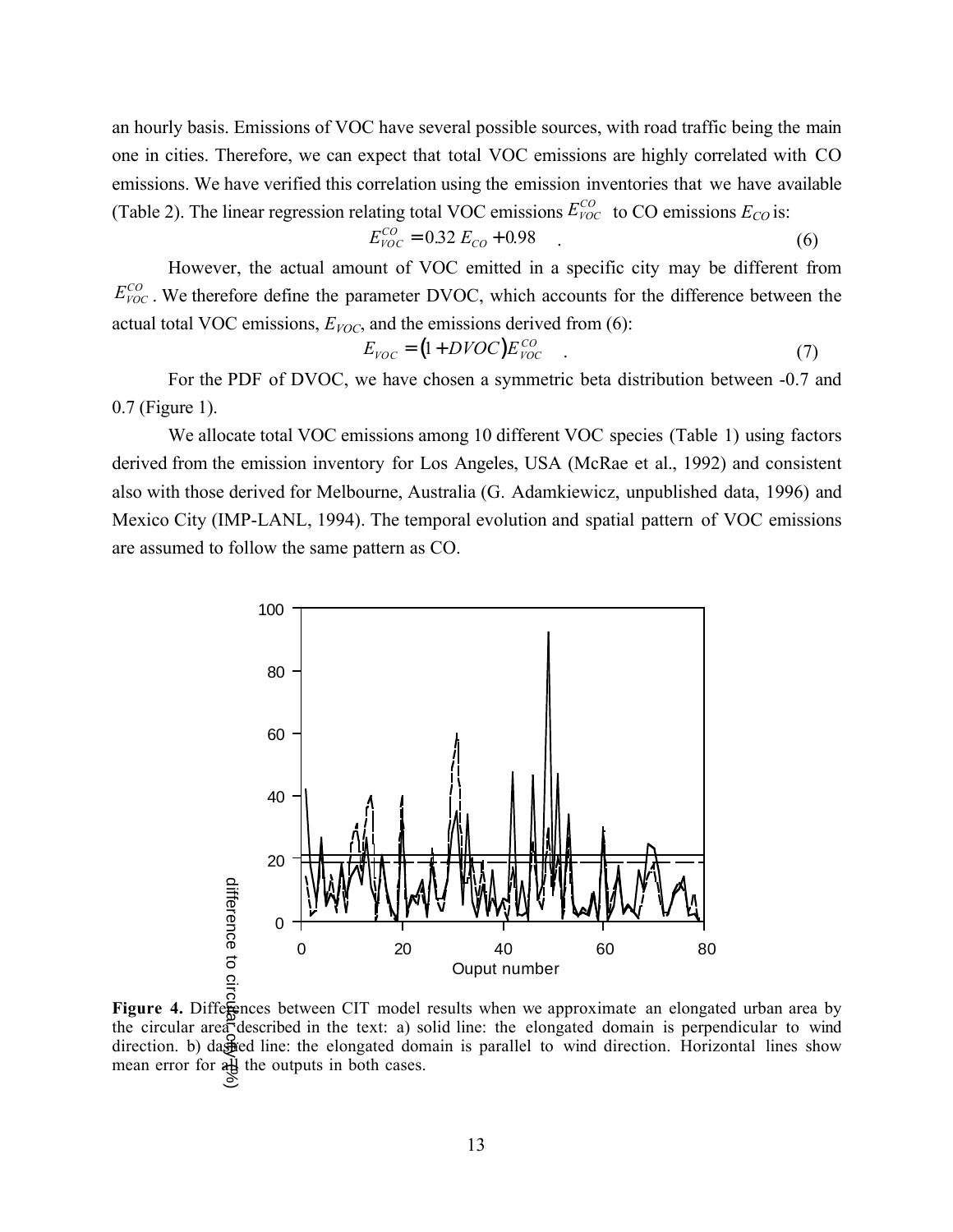an hourly basis. Emissions of VOC have several possible sources, with road traffic being the main one in cities. Therefore, we can expect that total VOC emissions are highly correlated with CO emissions. We have verified this correlation using the emission inventories that we have available (Table 2). The linear regression relating total VOC emissions $E_{VOC}^{CO}$ to CO emissions $E_{CO}$ is:

$$E_{VOC}^{CO} = 0.32\, E_{CO} + 0.98 \quad . \tag{6}$$

However, the actual amount of VOC emitted in a specific city may be different from $E_{VOC}^{CO}$. We therefore define the parameter DVOC, which accounts for the difference between the actual total VOC emissions, $E_{VOC}$, and the emissions derived from (6):

$$E_{VOC} = (1 + DVOC) E_{VOC}^{CO} \quad . \tag{7}$$

For the PDF of DVOC, we have chosen a symmetric beta distribution between -0.7 and 0.7 (Figure 1).

We allocate total VOC emissions among 10 different VOC species (Table 1) using factors derived from the emission inventory for Los Angeles, USA (McRae et al., 1992) and consistent also with those derived for Melbourne, Australia (G. Adamkiewicz, unpublished data, 1996) and Mexico City (IMP-LANL, 1994). The temporal evolution and spatial pattern of VOC emissions are assumed to follow the same pattern as CO.

**Figure 4.** Differences between CIT model results when we approximate an elongated urban area by the circular area described in the text: a) solid line: the elongated domain is perpendicular to wind direction. b) dashed line: the elongated domain is parallel to wind direction. Horizontal lines show mean error for all the outputs in both cases.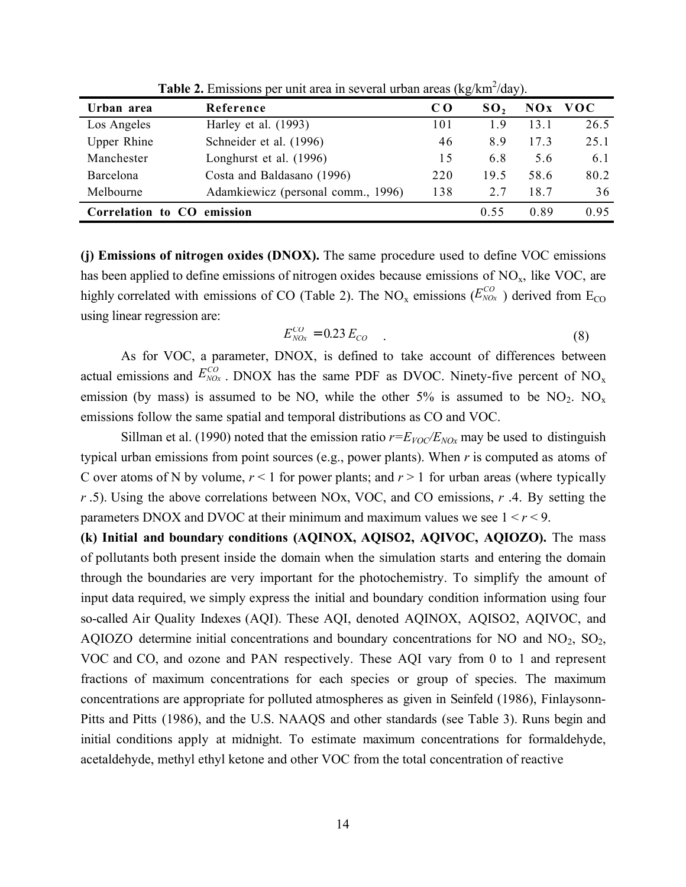**Table 2.** Emissions per unit area in several urban areas (kg/km$^2$/day).

| Urban area | Reference | CO | $SO_2$ | NOx | VOC |
|---|---|---|---|---|---|
| Los Angeles | Harley et al. (1993) | 101 | 1.9 | 13.1 | 26.5 |
| Upper Rhine | Schneider et al. (1996) | 46 | 8.9 | 17.3 | 25.1 |
| Manchester | Longhurst et al. (1996) | 15 | 6.8 | 5.6 | 6.1 |
| Barcelona | Costa and Baldasano (1996) | 220 | 19.5 | 58.6 | 80.2 |
| Melbourne | Adamkiewicz (personal comm., 1996) | 138 | 2.7 | 18.7 | 36 |
| **Correlation to CO emission** | | | 0.55 | 0.89 | 0.95 |

**(j) Emissions of nitrogen oxides (DNOX).** The same procedure used to define VOC emissions has been applied to define emissions of nitrogen oxides because emissions of $NO_x$, like VOC, are highly correlated with emissions of CO (Table 2). The $NO_x$ emissions ($E_{NOx}^{CO}$) derived from $E_{CO}$ using linear regression are:

$$E_{NOx}^{CO} = 0.23\, E_{CO} \quad . \tag{8}$$

As for VOC, a parameter, DNOX, is defined to take account of differences between actual emissions and $E_{NOx}^{CO}$. DNOX has the same PDF as DVOC. Ninety-five percent of $NO_x$ emission (by mass) is assumed to be NO, while the other 5% is assumed to be $NO_2$. $NO_x$ emissions follow the same spatial and temporal distributions as CO and VOC.

Sillman et al. (1990) noted that the emission ratio $r=E_{VOC}/E_{NOx}$ may be used to distinguish typical urban emissions from point sources (e.g., power plants). When $r$ is computed as atoms of C over atoms of N by volume, $r < 1$ for power plants; and $r > 1$ for urban areas (where typically $r$ .5). Using the above correlations between NOx, VOC, and CO emissions, $r$ .4. By setting the parameters DNOX and DVOC at their minimum and maximum values we see $1 < r < 9$.

**(k) Initial and boundary conditions (AQINOX, AQISO2, AQIVOC, AQIOZO).** The mass of pollutants both present inside the domain when the simulation starts and entering the domain through the boundaries are very important for the photochemistry. To simplify the amount of input data required, we simply express the initial and boundary condition information using four so-called Air Quality Indexes (AQI). These AQI, denoted AQINOX, AQISO2, AQIVOC, and AQIOZO determine initial concentrations and boundary concentrations for NO and $NO_2$, $SO_2$, VOC and CO, and ozone and PAN respectively. These AQI vary from 0 to 1 and represent fractions of maximum concentrations for each species or group of species. The maximum concentrations are appropriate for polluted atmospheres as given in Seinfeld (1986), Finlaysonn-Pitts and Pitts (1986), and the U.S. NAAQS and other standards (see Table 3). Runs begin and initial conditions apply at midnight. To estimate maximum concentrations for formaldehyde, acetaldehyde, methyl ethyl ketone and other VOC from the total concentration of reactive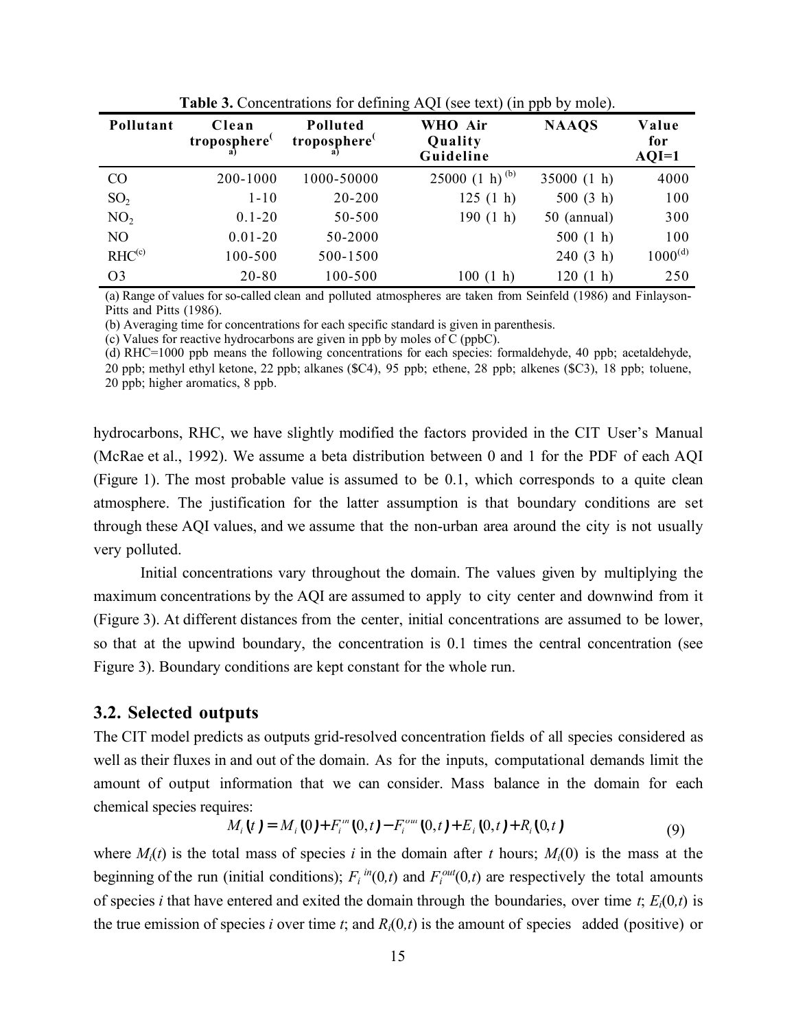**Table 3.** Concentrations for defining AQI (see text) (in ppb by mole).

| Pollutant | Clean troposphere[a] | Polluted troposphere[a] | WHO Air Quality Guideline | NAAQS | Value for AQI=1 |
|---|---|---|---|---|---|
| CO | 200-1000 | 1000-50000 | 25000 (1 h)[b] | 35000 (1 h) | 4000 |
| $SO_2$ | 1-10 | 20-200 | 125 (1 h) | 500 (3 h) | 100 |
| $NO_2$ | 0.1-20 | 50-500 | 190 (1 h) | 50 (annual) | 300 |
| NO | 0.01-20 | 50-2000 | | 500 (1 h) | 100 |
| RHC[c] | 100-500 | 500-1500 | | 240 (3 h) | 1000[d] |
| O3 | 20-80 | 100-500 | 100 (1 h) | 120 (1 h) | 250 |

(a) Range of values for so-called clean and polluted atmospheres are taken from Seinfeld (1986) and Finlayson-Pitts and Pitts (1986).
(b) Averaging time for concentrations for each specific standard is given in parenthesis.
(c) Values for reactive hydrocarbons are given in ppb by moles of C (ppbC).
(d) RHC=1000 ppb means the following concentrations for each species: formaldehyde, 40 ppb; acetaldehyde, 20 ppb; methyl ethyl ketone, 22 ppb; alkanes ($C4), 95 ppb; ethene, 28 ppb; alkenes ($C3), 18 ppb; toluene, 20 ppb; higher aromatics, 8 ppb.

hydrocarbons, RHC, we have slightly modified the factors provided in the CIT User's Manual (McRae et al., 1992). We assume a beta distribution between 0 and 1 for the PDF of each AQI (Figure 1). The most probable value is assumed to be 0.1, which corresponds to a quite clean atmosphere. The justification for the latter assumption is that boundary conditions are set through these AQI values, and we assume that the non-urban area around the city is not usually very polluted.

Initial concentrations vary throughout the domain. The values given by multiplying the maximum concentrations by the AQI are assumed to apply to city center and downwind from it (Figure 3). At different distances from the center, initial concentrations are assumed to be lower, so that at the upwind boundary, the concentration is 0.1 times the central concentration (see Figure 3). Boundary conditions are kept constant for the whole run.

## 3.2. Selected outputs

The CIT model predicts as outputs grid-resolved concentration fields of all species considered as well as their fluxes in and out of the domain. As for the inputs, computational demands limit the amount of output information that we can consider. Mass balance in the domain for each chemical species requires:

$$M_i(t) = M_i(0) + F_i^{in}(0,t) - F_i^{out}(0,t) + E_i(0,t) + R_i(0,t) \tag{9}$$

where $M_i(t)$ is the total mass of species $i$ in the domain after $t$ hours; $M_i(0)$ is the mass at the beginning of the run (initial conditions); $F_i^{in}(0,t)$ and $F_i^{out}(0,t)$ are respectively the total amounts of species $i$ that have entered and exited the domain through the boundaries, over time $t$; $E_i(0,t)$ is the true emission of species $i$ over time $t$; and $R_i(0,t)$ is the amount of species added (positive) or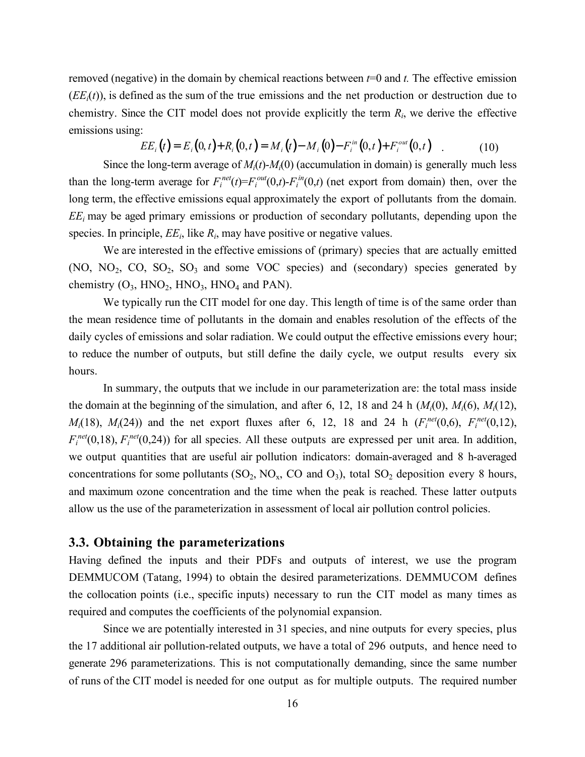removed (negative) in the domain by chemical reactions between $t$=0 and $t$. The effective emission ($EE_i(t)$), is defined as the sum of the true emissions and the net production or destruction due to chemistry. Since the CIT model does not provide explicitly the term $R_i$, we derive the effective emissions using:

$$EE_i(t) = E_i(0,t) + R_i(0,t) = M_i(t) - M_i(0) - F_i^{in}(0,t) + F_i^{out}(0,t) \quad . \tag{10}$$

Since the long-term average of $M_i(t)$-$M_i(0)$ (accumulation in domain) is generally much less than the long-term average for $F_i^{net}(t)$=$F_i^{out}(0,t)$-$F_i^{in}(0,t)$ (net export from domain) then, over the long term, the effective emissions equal approximately the export of pollutants from the domain. $EE_i$ may be aged primary emissions or production of secondary pollutants, depending upon the species. In principle, $EE_i$, like $R_i$, may have positive or negative values.

We are interested in the effective emissions of (primary) species that are actually emitted (NO, $NO_2$, CO, $SO_2$, $SO_3$ and some VOC species) and (secondary) species generated by chemistry ($O_3$, $HNO_2$, $HNO_3$, $HNO_4$ and PAN).

We typically run the CIT model for one day. This length of time is of the same order than the mean residence time of pollutants in the domain and enables resolution of the effects of the daily cycles of emissions and solar radiation. We could output the effective emissions every hour; to reduce the number of outputs, but still define the daily cycle, we output results every six hours.

In summary, the outputs that we include in our parameterization are: the total mass inside the domain at the beginning of the simulation, and after 6, 12, 18 and 24 h ($M_i(0)$, $M_i(6)$, $M_i(12)$, $M_i(18)$, $M_i(24)$) and the net export fluxes after 6, 12, 18 and 24 h ($F_i^{net}(0,6)$, $F_i^{net}(0,12)$, $F_i^{net}(0,18)$, $F_i^{net}(0,24)$) for all species. All these outputs are expressed per unit area. In addition, we output quantities that are useful air pollution indicators: domain-averaged and 8 h-averaged concentrations for some pollutants ($SO_2$, $NO_x$, CO and $O_3$), total $SO_2$ deposition every 8 hours, and maximum ozone concentration and the time when the peak is reached. These latter outputs allow us the use of the parameterization in assessment of local air pollution control policies.

### 3.3. Obtaining the parameterizations

Having defined the inputs and their PDFs and outputs of interest, we use the program DEMMUCOM (Tatang, 1994) to obtain the desired parameterizations. DEMMUCOM defines the collocation points (i.e., specific inputs) necessary to run the CIT model as many times as required and computes the coefficients of the polynomial expansion.

Since we are potentially interested in 31 species, and nine outputs for every species, plus the 17 additional air pollution-related outputs, we have a total of 296 outputs, and hence need to generate 296 parameterizations. This is not computationally demanding, since the same number of runs of the CIT model is needed for one output as for multiple outputs. The required number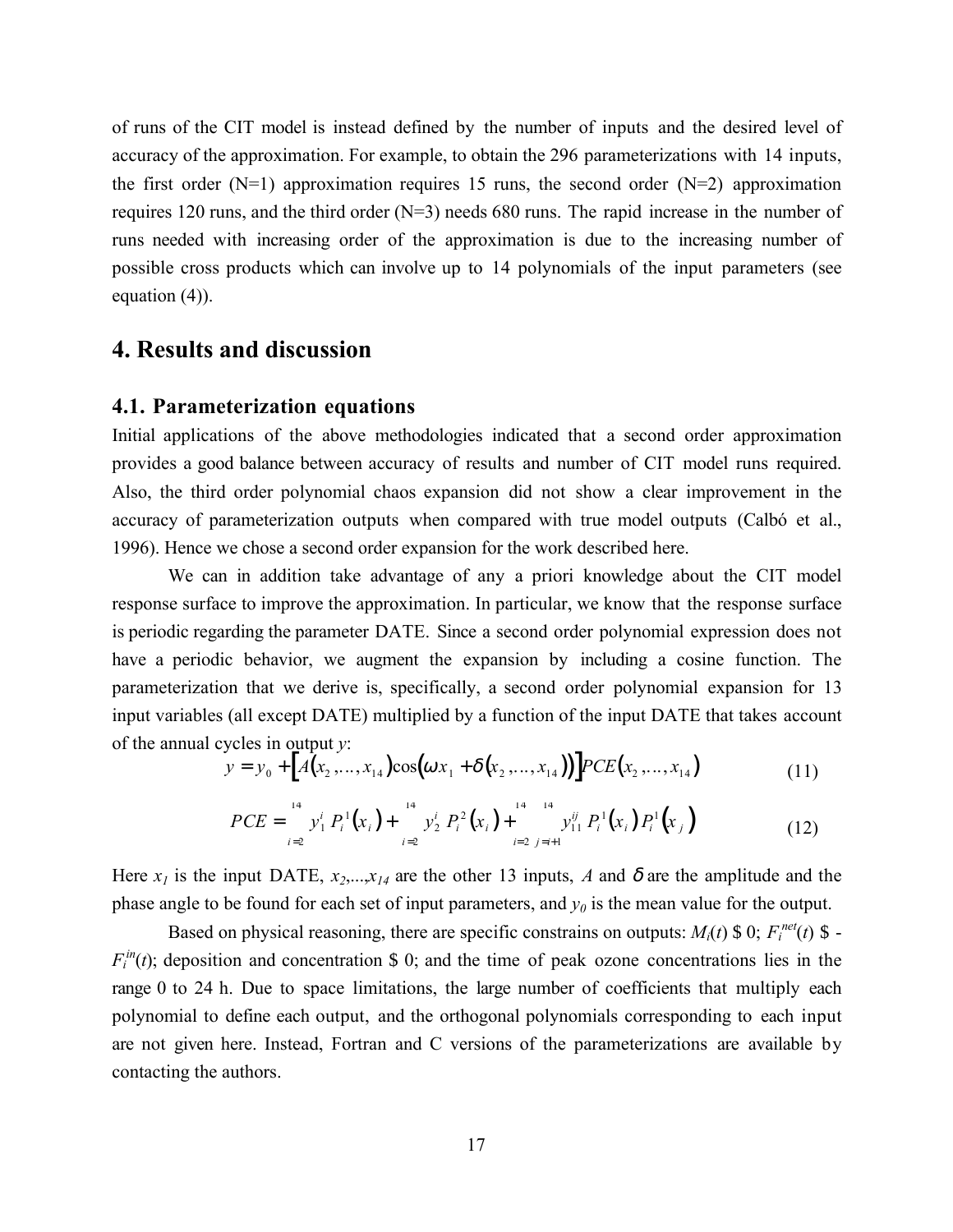of runs of the CIT model is instead defined by the number of inputs and the desired level of accuracy of the approximation. For example, to obtain the 296 parameterizations with 14 inputs, the first order (N=1) approximation requires 15 runs, the second order (N=2) approximation requires 120 runs, and the third order (N=3) needs 680 runs. The rapid increase in the number of runs needed with increasing order of the approximation is due to the increasing number of possible cross products which can involve up to 14 polynomials of the input parameters (see equation (4)).

# 4. Results and discussion

## 4.1. Parameterization equations

Initial applications of the above methodologies indicated that a second order approximation provides a good balance between accuracy of results and number of CIT model runs required. Also, the third order polynomial chaos expansion did not show a clear improvement in the accuracy of parameterization outputs when compared with true model outputs (Calbó et al., 1996). Hence we chose a second order expansion for the work described here.

We can in addition take advantage of any a priori knowledge about the CIT model response surface to improve the approximation. In particular, we know that the response surface is periodic regarding the parameter DATE. Since a second order polynomial expression does not have a periodic behavior, we augment the expansion by including a cosine function. The parameterization that we derive is, specifically, a second order polynomial expansion for 13 input variables (all except DATE) multiplied by a function of the input DATE that takes account of the annual cycles in output $y$:

$$y = y_0 + \left[ A(x_2,\ldots,x_{14}) \cos\left(\omega x_1 + \delta(x_2,\ldots,x_{14})\right) \right] PCE(x_2,\ldots,x_{14}) \tag{11}$$

$$PCE = \sum_{i=2}^{14} y_1^i \, P_i^1(x_i) + \sum_{i=2}^{14} y_2^i \, P_i^2(x_i) + \sum_{i=2}^{14} \sum_{j=i+1}^{14} y_{11}^{ij} \, P_i^1(x_i) \, P_i^1(x_j) \tag{12}$$

Here $x_1$ is the input DATE, $x_2,\ldots,x_{14}$ are the other 13 inputs, $A$ and $\delta$ are the amplitude and the phase angle to be found for each set of input parameters, and $y_0$ is the mean value for the output.

Based on physical reasoning, there are specific constrains on outputs: $M_i(t) \geq 0$; $F_i^{net}(t) \geq -F_i^{in}(t)$; deposition and concentration $\geq 0$; and the time of peak ozone concentrations lies in the range 0 to 24 h. Due to space limitations, the large number of coefficients that multiply each polynomial to define each output, and the orthogonal polynomials corresponding to each input are not given here. Instead, Fortran and C versions of the parameterizations are available by contacting the authors.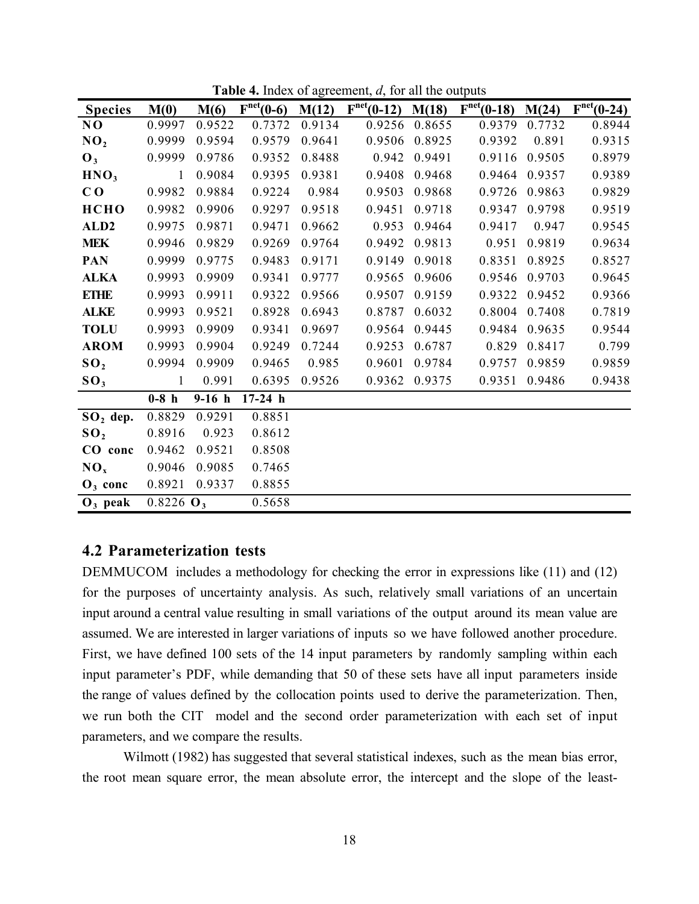**Table 4.** Index of agreement, *d*, for all the outputs

| Species | M(0) | M(6) | $F^{net}(0\text{-}6)$ | M(12) | $F^{net}(0\text{-}12)$ | M(18) | $F^{net}(0\text{-}18)$ | M(24) | $F^{net}(0\text{-}24)$ |
|---|---|---|---|---|---|---|---|---|---|
| **NO** | 0.9997 | 0.9522 | 0.7372 | 0.9134 | 0.9256 | 0.8655 | 0.9379 | 0.7732 | 0.8944 |
| **$NO_2$** | 0.9999 | 0.9594 | 0.9579 | 0.9641 | 0.9506 | 0.8925 | 0.9392 | 0.891 | 0.9315 |
| **$O_3$** | 0.9999 | 0.9786 | 0.9352 | 0.8488 | 0.942 | 0.9491 | 0.9116 | 0.9505 | 0.8979 |
| **$HNO_3$** | 1 | 0.9084 | 0.9395 | 0.9381 | 0.9408 | 0.9468 | 0.9464 | 0.9357 | 0.9389 |
| **CO** | 0.9982 | 0.9884 | 0.9224 | 0.984 | 0.9503 | 0.9868 | 0.9726 | 0.9863 | 0.9829 |
| **HCHO** | 0.9982 | 0.9906 | 0.9297 | 0.9518 | 0.9451 | 0.9718 | 0.9347 | 0.9798 | 0.9519 |
| **ALD2** | 0.9975 | 0.9871 | 0.9471 | 0.9662 | 0.953 | 0.9464 | 0.9417 | 0.947 | 0.9545 |
| **MEK** | 0.9946 | 0.9829 | 0.9269 | 0.9764 | 0.9492 | 0.9813 | 0.951 | 0.9819 | 0.9634 |
| **PAN** | 0.9999 | 0.9775 | 0.9483 | 0.9171 | 0.9149 | 0.9018 | 0.8351 | 0.8925 | 0.8527 |
| **ALKA** | 0.9993 | 0.9909 | 0.9341 | 0.9777 | 0.9565 | 0.9606 | 0.9546 | 0.9703 | 0.9645 |
| **ETHE** | 0.9993 | 0.9911 | 0.9322 | 0.9566 | 0.9507 | 0.9159 | 0.9322 | 0.9452 | 0.9366 |
| **ALKE** | 0.9993 | 0.9521 | 0.8928 | 0.6943 | 0.8787 | 0.6032 | 0.8004 | 0.7408 | 0.7819 |
| **TOLU** | 0.9993 | 0.9909 | 0.9341 | 0.9697 | 0.9564 | 0.9445 | 0.9484 | 0.9635 | 0.9544 |
| **AROM** | 0.9993 | 0.9904 | 0.9249 | 0.7244 | 0.9253 | 0.6787 | 0.829 | 0.8417 | 0.799 |
| **$SO_2$** | 0.9994 | 0.9909 | 0.9465 | 0.985 | 0.9601 | 0.9784 | 0.9757 | 0.9859 | 0.9859 |
| **$SO_3$** | 1 | 0.991 | 0.6395 | 0.9526 | 0.9362 | 0.9375 | 0.9351 | 0.9486 | 0.9438 |
| | **0-8 h** | **9-16 h** | **17-24 h** | | | | | | |
| **$SO_2$ dep.** | 0.8829 | 0.9291 | 0.8851 | | | | | | |
| **$SO_2$** | 0.8916 | 0.923 | 0.8612 | | | | | | |
| **CO conc** | 0.9462 | 0.9521 | 0.8508 | | | | | | |
| **$NO_x$** | 0.9046 | 0.9085 | 0.7465 | | | | | | |
| **$O_3$ conc** | 0.8921 | 0.9337 | 0.8855 | | | | | | |
| **$O_3$ peak** | 0.8226 | **$O_3$** | 0.5658 | | | | | | |

## 4.2 Parameterization tests

DEMMUCOM includes a methodology for checking the error in expressions like (11) and (12) for the purposes of uncertainty analysis. As such, relatively small variations of an uncertain input around a central value resulting in small variations of the output around its mean value are assumed. We are interested in larger variations of inputs so we have followed another procedure. First, we have defined 100 sets of the 14 input parameters by randomly sampling within each input parameter's PDF, while demanding that 50 of these sets have all input parameters inside the range of values defined by the collocation points used to derive the parameterization. Then, we run both the CIT model and the second order parameterization with each set of input parameters, and we compare the results.

Wilmott (1982) has suggested that several statistical indexes, such as the mean bias error, the root mean square error, the mean absolute error, the intercept and the slope of the least-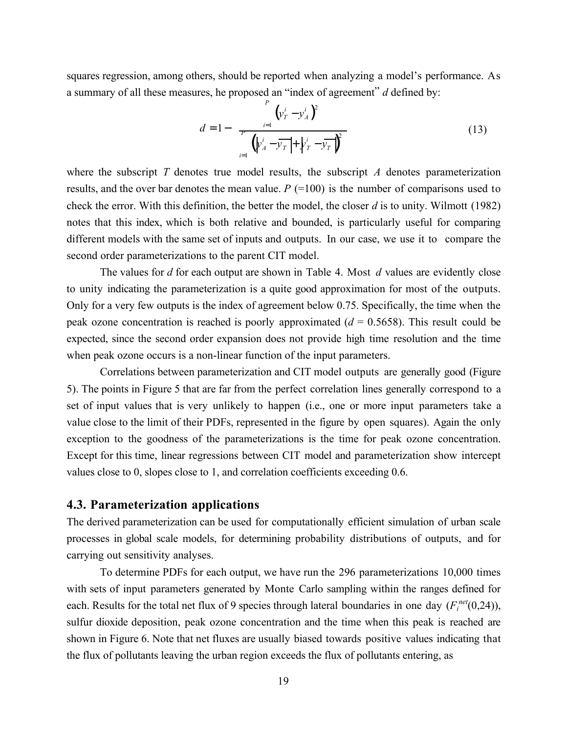squares regression, among others, should be reported when analyzing a model's performance. As a summary of all these measures, he proposed an "index of agreement" *d* defined by:

$$d = 1 - \frac{\sum_{i=1}^{P} \left(y_T^i - y_A^i\right)^2}{\sum_{i=1}^{P} \left(\left|y_A^i - \overline{y_T}\right| + \left|y_T^i - \overline{y_T}\right|\right)^2} \tag{13}$$

where the subscript *T* denotes true model results, the subscript *A* denotes parameterization results, and the over bar denotes the mean value. *P* (=100) is the number of comparisons used to check the error. With this definition, the better the model, the closer *d* is to unity. Wilmott (1982) notes that this index, which is both relative and bounded, is particularly useful for comparing different models with the same set of inputs and outputs. In our case, we use it to compare the second order parameterizations to the parent CIT model.

The values for *d* for each output are shown in Table 4. Most *d* values are evidently close to unity indicating the parameterization is a quite good approximation for most of the outputs. Only for a very few outputs is the index of agreement below 0.75. Specifically, the time when the peak ozone concentration is reached is poorly approximated ($d$ = 0.5658). This result could be expected, since the second order expansion does not provide high time resolution and the time when peak ozone occurs is a non-linear function of the input parameters.

Correlations between parameterization and CIT model outputs are generally good (Figure 5). The points in Figure 5 that are far from the perfect correlation lines generally correspond to a set of input values that is very unlikely to happen (i.e., one or more input parameters take a value close to the limit of their PDFs, represented in the figure by open squares). Again the only exception to the goodness of the parameterizations is the time for peak ozone concentration. Except for this time, linear regressions between CIT model and parameterization show intercept values close to 0, slopes close to 1, and correlation coefficients exceeding 0.6.

### 4.3. Parameterization applications

The derived parameterization can be used for computationally efficient simulation of urban scale processes in global scale models, for determining probability distributions of outputs, and for carrying out sensitivity analyses.

To determine PDFs for each output, we have run the 296 parameterizations 10,000 times with sets of input parameters generated by Monte Carlo sampling within the ranges defined for each. Results for the total net flux of 9 species through lateral boundaries in one day ($F_i^{net}(0,24)$), sulfur dioxide deposition, peak ozone concentration and the time when this peak is reached are shown in Figure 6. Note that net fluxes are usually biased towards positive values indicating that the flux of pollutants leaving the urban region exceeds the flux of pollutants entering, as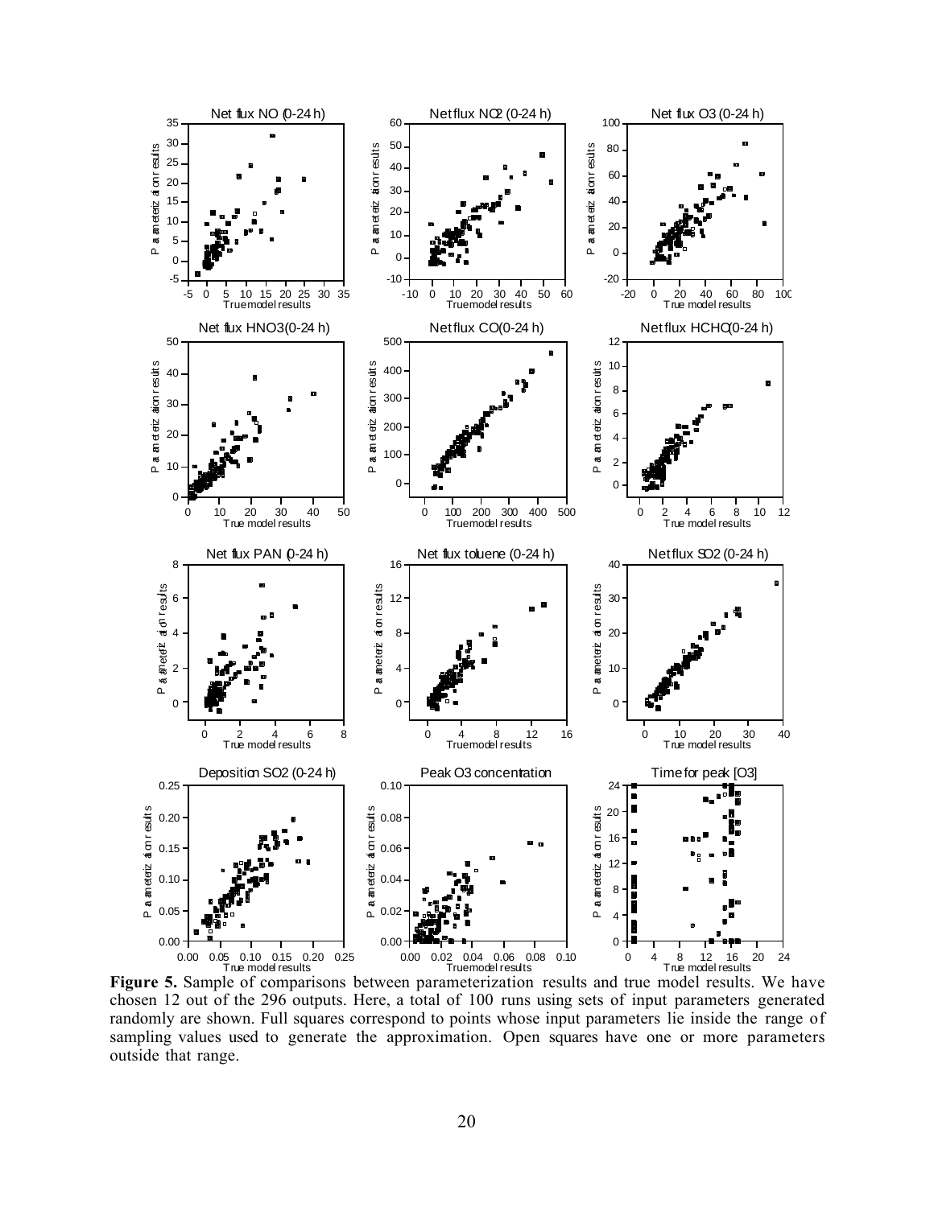**Figure 5.** Sample of comparisons between parameterization results and true model results. We have chosen 12 out of the 296 outputs. Here, a total of 100 runs using sets of input parameters generated randomly are shown. Full squares correspond to points whose input parameters lie inside the range of sampling values used to generate the approximation. Open squares have one or more parameters outside that range.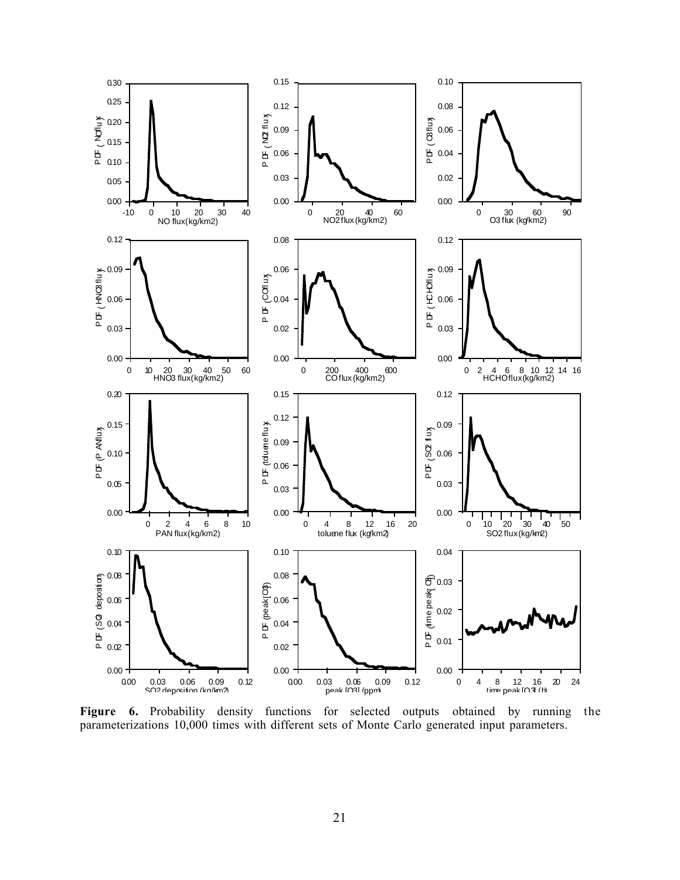**Figure 6.** Probability density functions for selected outputs obtained by running the parameterizations 10,000 times with different sets of Monte Carlo generated input parameters.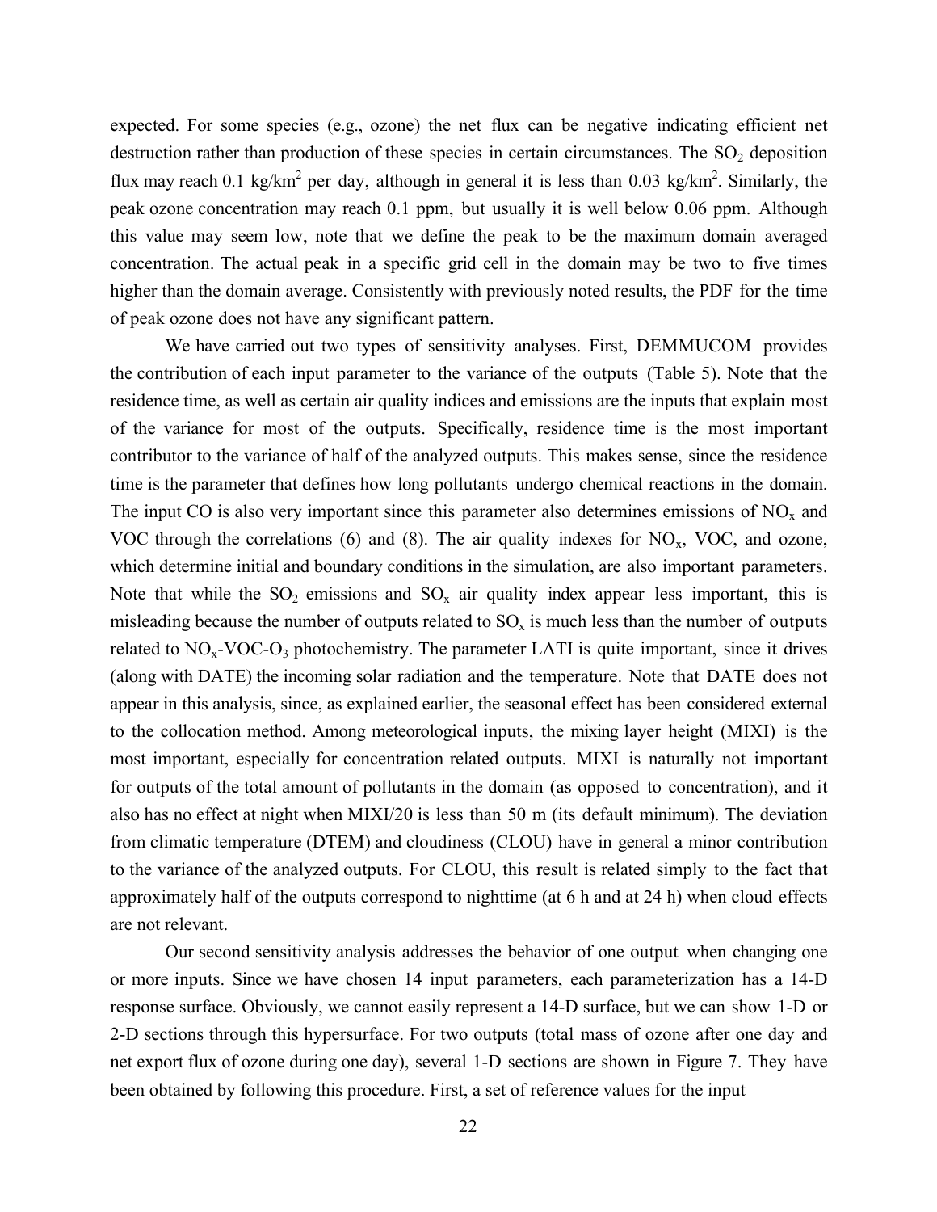expected. For some species (e.g., ozone) the net flux can be negative indicating efficient net destruction rather than production of these species in certain circumstances. The $SO_2$ deposition flux may reach 0.1 kg/km$^2$ per day, although in general it is less than 0.03 kg/km$^2$. Similarly, the peak ozone concentration may reach 0.1 ppm, but usually it is well below 0.06 ppm. Although this value may seem low, note that we define the peak to be the maximum domain averaged concentration. The actual peak in a specific grid cell in the domain may be two to five times higher than the domain average. Consistently with previously noted results, the PDF for the time of peak ozone does not have any significant pattern.

We have carried out two types of sensitivity analyses. First, DEMMUCOM provides the contribution of each input parameter to the variance of the outputs (Table 5). Note that the residence time, as well as certain air quality indices and emissions are the inputs that explain most of the variance for most of the outputs. Specifically, residence time is the most important contributor to the variance of half of the analyzed outputs. This makes sense, since the residence time is the parameter that defines how long pollutants undergo chemical reactions in the domain. The input CO is also very important since this parameter also determines emissions of $NO_x$ and VOC through the correlations (6) and (8). The air quality indexes for $NO_x$, VOC, and ozone, which determine initial and boundary conditions in the simulation, are also important parameters. Note that while the $SO_2$ emissions and $SO_x$ air quality index appear less important, this is misleading because the number of outputs related to $SO_x$ is much less than the number of outputs related to $NO_x$-VOC-$O_3$ photochemistry. The parameter LATI is quite important, since it drives (along with DATE) the incoming solar radiation and the temperature. Note that DATE does not appear in this analysis, since, as explained earlier, the seasonal effect has been considered external to the collocation method. Among meteorological inputs, the mixing layer height (MIXI) is the most important, especially for concentration related outputs. MIXI is naturally not important for outputs of the total amount of pollutants in the domain (as opposed to concentration), and it also has no effect at night when MIXI/20 is less than 50 m (its default minimum). The deviation from climatic temperature (DTEM) and cloudiness (CLOU) have in general a minor contribution to the variance of the analyzed outputs. For CLOU, this result is related simply to the fact that approximately half of the outputs correspond to nighttime (at 6 h and at 24 h) when cloud effects are not relevant.

Our second sensitivity analysis addresses the behavior of one output when changing one or more inputs. Since we have chosen 14 input parameters, each parameterization has a 14-D response surface. Obviously, we cannot easily represent a 14-D surface, but we can show 1-D or 2-D sections through this hypersurface. For two outputs (total mass of ozone after one day and net export flux of ozone during one day), several 1-D sections are shown in Figure 7. They have been obtained by following this procedure. First, a set of reference values for the input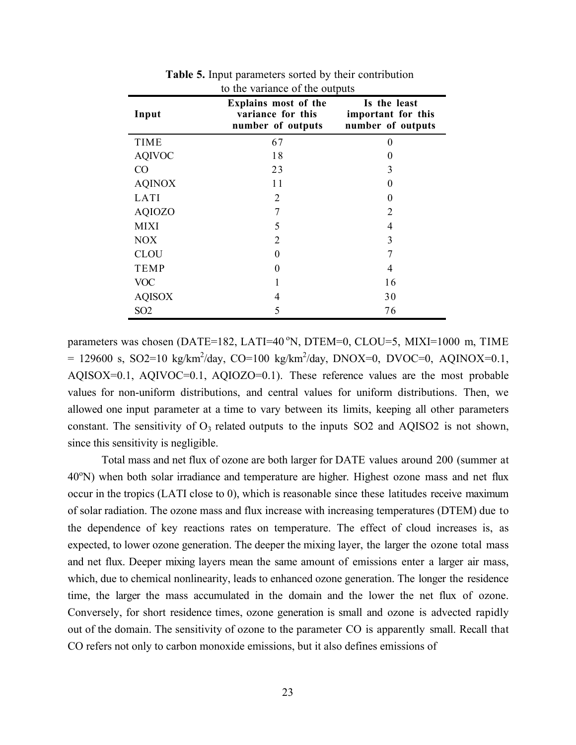**Table 5.** Input parameters sorted by their contribution to the variance of the outputs

| Input | Explains most of the variance for this number of outputs | Is the least important for this number of outputs |
|---|---|---|
| TIME | 67 | 0 |
| AQIVOC | 18 | 0 |
| CO | 23 | 3 |
| AQINOX | 11 | 0 |
| LATI | 2 | 0 |
| AQIOZO | 7 | 2 |
| MIXI | 5 | 4 |
| NOX | 2 | 3 |
| CLOU | 0 | 7 |
| TEMP | 0 | 4 |
| VOC | 1 | 16 |
| AQISOX | 4 | 30 |
| SO2 | 5 | 76 |

parameters was chosen (DATE=182, LATI=40 $^{o}$N, DTEM=0, CLOU=5, MIXI=1000 m, TIME = 129600 s, SO2=10 kg/km$^{2}$/day, CO=100 kg/km$^{2}$/day, DNOX=0, DVOC=0, AQINOX=0.1, AQISOX=0.1, AQIVOC=0.1, AQIOZO=0.1). These reference values are the most probable values for non-uniform distributions, and central values for uniform distributions. Then, we allowed one input parameter at a time to vary between its limits, keeping all other parameters constant. The sensitivity of $O_3$ related outputs to the inputs SO2 and AQISO2 is not shown, since this sensitivity is negligible.

Total mass and net flux of ozone are both larger for DATE values around 200 (summer at 40$^{o}$N) when both solar irradiance and temperature are higher. Highest ozone mass and net flux occur in the tropics (LATI close to 0), which is reasonable since these latitudes receive maximum of solar radiation. The ozone mass and flux increase with increasing temperatures (DTEM) due to the dependence of key reactions rates on temperature. The effect of cloud increases is, as expected, to lower ozone generation. The deeper the mixing layer, the larger the ozone total mass and net flux. Deeper mixing layers mean the same amount of emissions enter a larger air mass, which, due to chemical nonlinearity, leads to enhanced ozone generation. The longer the residence time, the larger the mass accumulated in the domain and the lower the net flux of ozone. Conversely, for short residence times, ozone generation is small and ozone is advected rapidly out of the domain. The sensitivity of ozone to the parameter CO is apparently small. Recall that CO refers not only to carbon monoxide emissions, but it also defines emissions of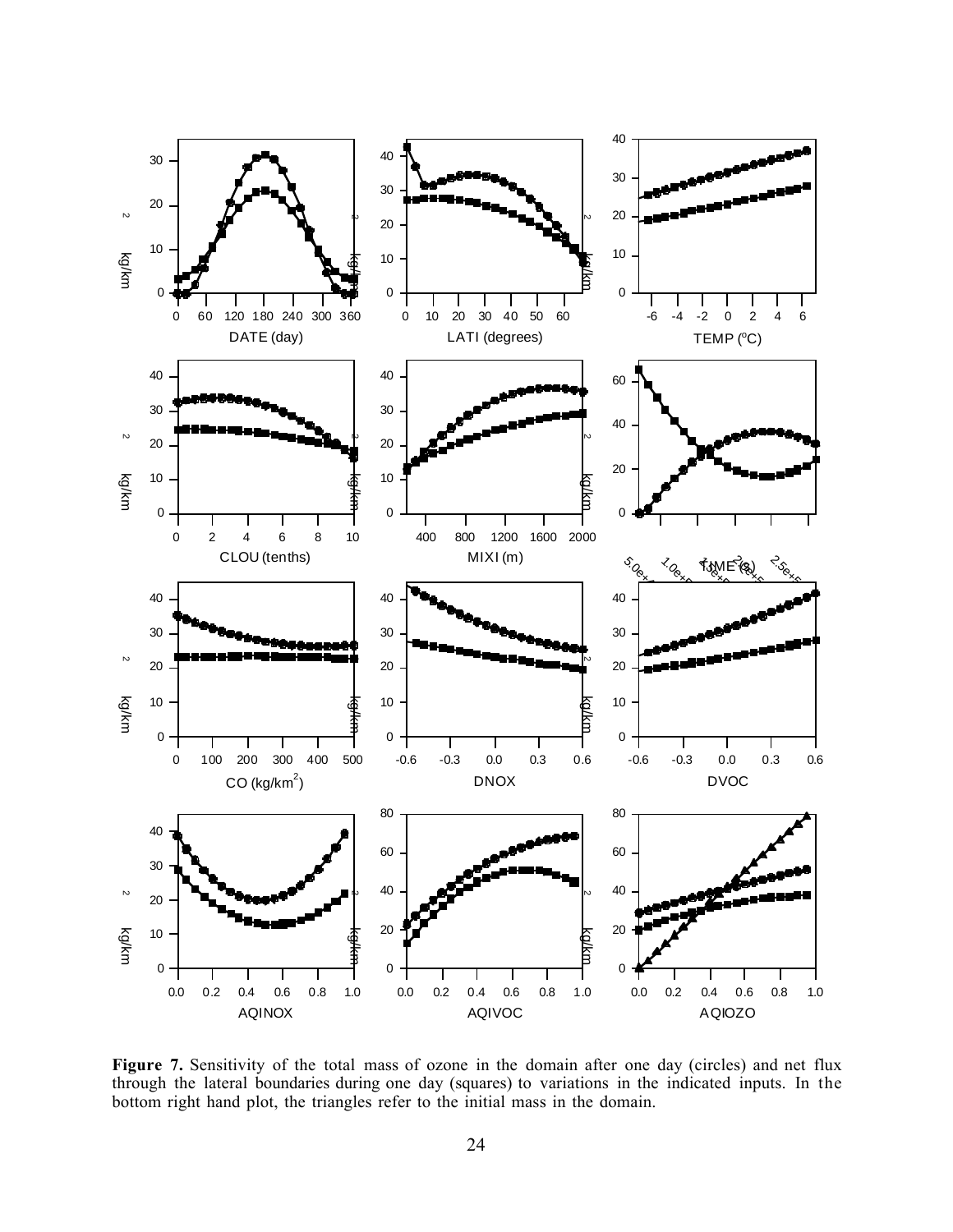**Figure 7.** Sensitivity of the total mass of ozone in the domain after one day (circles) and net flux through the lateral boundaries during one day (squares) to variations in the indicated inputs. In the bottom right hand plot, the triangles refer to the initial mass in the domain.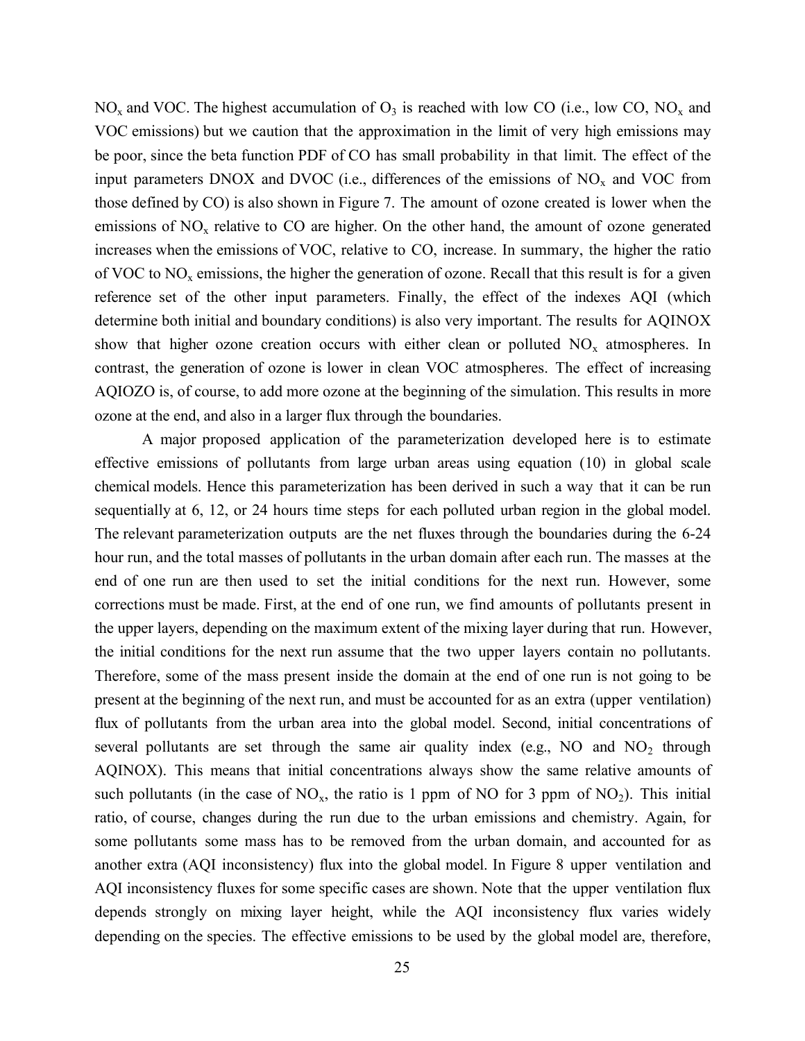$NO_x$ and VOC. The highest accumulation of $O_3$ is reached with low CO (i.e., low CO, $NO_x$ and VOC emissions) but we caution that the approximation in the limit of very high emissions may be poor, since the beta function PDF of CO has small probability in that limit. The effect of the input parameters DNOX and DVOC (i.e., differences of the emissions of $NO_x$ and VOC from those defined by CO) is also shown in Figure 7. The amount of ozone created is lower when the emissions of $NO_x$ relative to CO are higher. On the other hand, the amount of ozone generated increases when the emissions of VOC, relative to CO, increase. In summary, the higher the ratio of VOC to $NO_x$ emissions, the higher the generation of ozone. Recall that this result is for a given reference set of the other input parameters. Finally, the effect of the indexes AQI (which determine both initial and boundary conditions) is also very important. The results for AQINOX show that higher ozone creation occurs with either clean or polluted $NO_x$ atmospheres. In contrast, the generation of ozone is lower in clean VOC atmospheres. The effect of increasing AQIOZO is, of course, to add more ozone at the beginning of the simulation. This results in more ozone at the end, and also in a larger flux through the boundaries.

A major proposed application of the parameterization developed here is to estimate effective emissions of pollutants from large urban areas using equation (10) in global scale chemical models. Hence this parameterization has been derived in such a way that it can be run sequentially at 6, 12, or 24 hours time steps for each polluted urban region in the global model. The relevant parameterization outputs are the net fluxes through the boundaries during the 6-24 hour run, and the total masses of pollutants in the urban domain after each run. The masses at the end of one run are then used to set the initial conditions for the next run. However, some corrections must be made. First, at the end of one run, we find amounts of pollutants present in the upper layers, depending on the maximum extent of the mixing layer during that run. However, the initial conditions for the next run assume that the two upper layers contain no pollutants. Therefore, some of the mass present inside the domain at the end of one run is not going to be present at the beginning of the next run, and must be accounted for as an extra (upper ventilation) flux of pollutants from the urban area into the global model. Second, initial concentrations of several pollutants are set through the same air quality index (e.g., NO and $NO_2$ through AQINOX). This means that initial concentrations always show the same relative amounts of such pollutants (in the case of $NO_x$, the ratio is 1 ppm of NO for 3 ppm of $NO_2$). This initial ratio, of course, changes during the run due to the urban emissions and chemistry. Again, for some pollutants some mass has to be removed from the urban domain, and accounted for as another extra (AQI inconsistency) flux into the global model. In Figure 8 upper ventilation and AQI inconsistency fluxes for some specific cases are shown. Note that the upper ventilation flux depends strongly on mixing layer height, while the AQI inconsistency flux varies widely depending on the species. The effective emissions to be used by the global model are, therefore,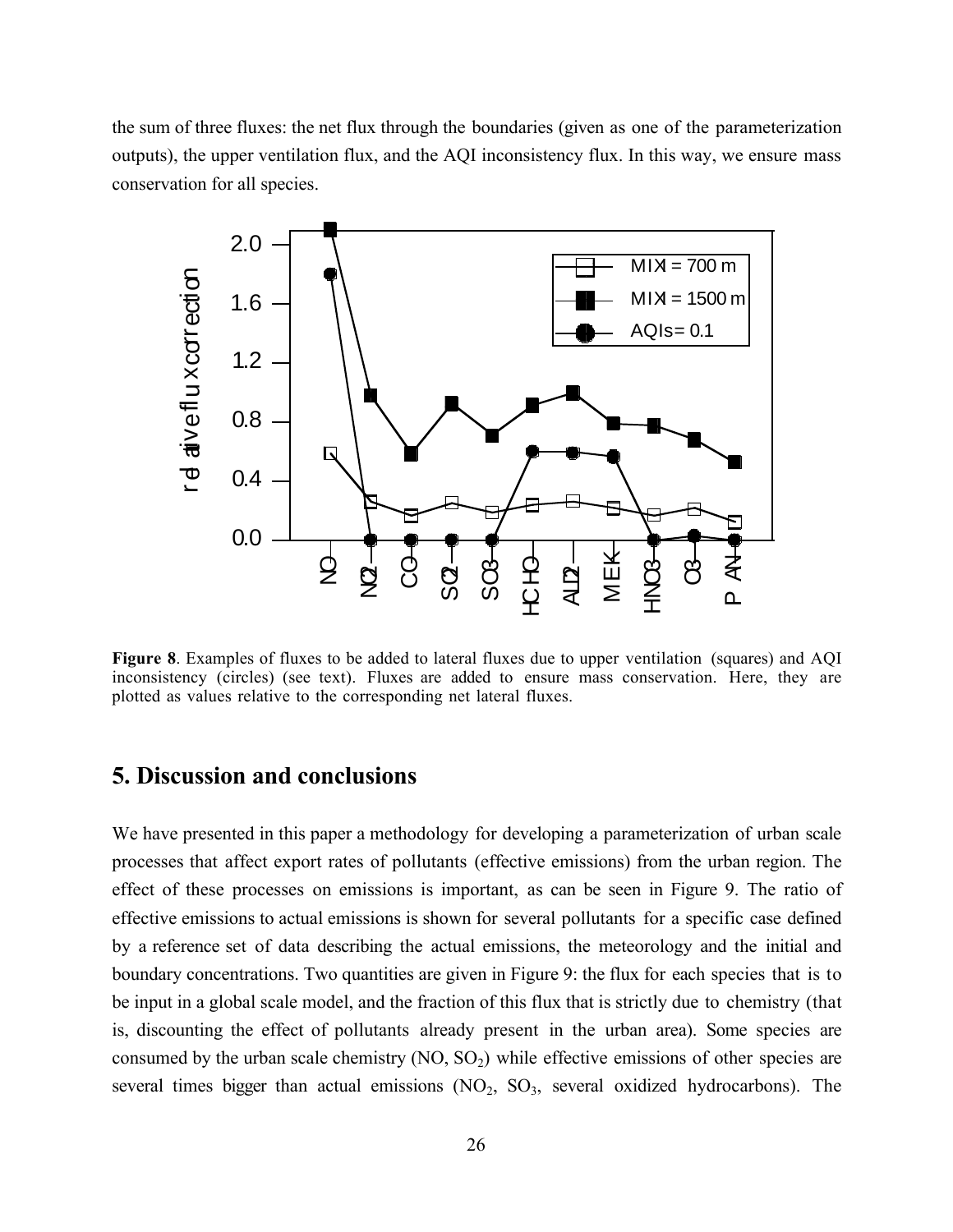the sum of three fluxes: the net flux through the boundaries (given as one of the parameterization outputs), the upper ventilation flux, and the AQI inconsistency flux. In this way, we ensure mass conservation for all species.

**Figure 8**. Examples of fluxes to be added to lateral fluxes due to upper ventilation (squares) and AQI inconsistency (circles) (see text). Fluxes are added to ensure mass conservation. Here, they are plotted as values relative to the corresponding net lateral fluxes.

## 5. Discussion and conclusions

We have presented in this paper a methodology for developing a parameterization of urban scale processes that affect export rates of pollutants (effective emissions) from the urban region. The effect of these processes on emissions is important, as can be seen in Figure 9. The ratio of effective emissions to actual emissions is shown for several pollutants for a specific case defined by a reference set of data describing the actual emissions, the meteorology and the initial and boundary concentrations. Two quantities are given in Figure 9: the flux for each species that is to be input in a global scale model, and the fraction of this flux that is strictly due to chemistry (that is, discounting the effect of pollutants already present in the urban area). Some species are consumed by the urban scale chemistry (NO, $SO_2$) while effective emissions of other species are several times bigger than actual emissions ($NO_2$, $SO_3$, several oxidized hydrocarbons). The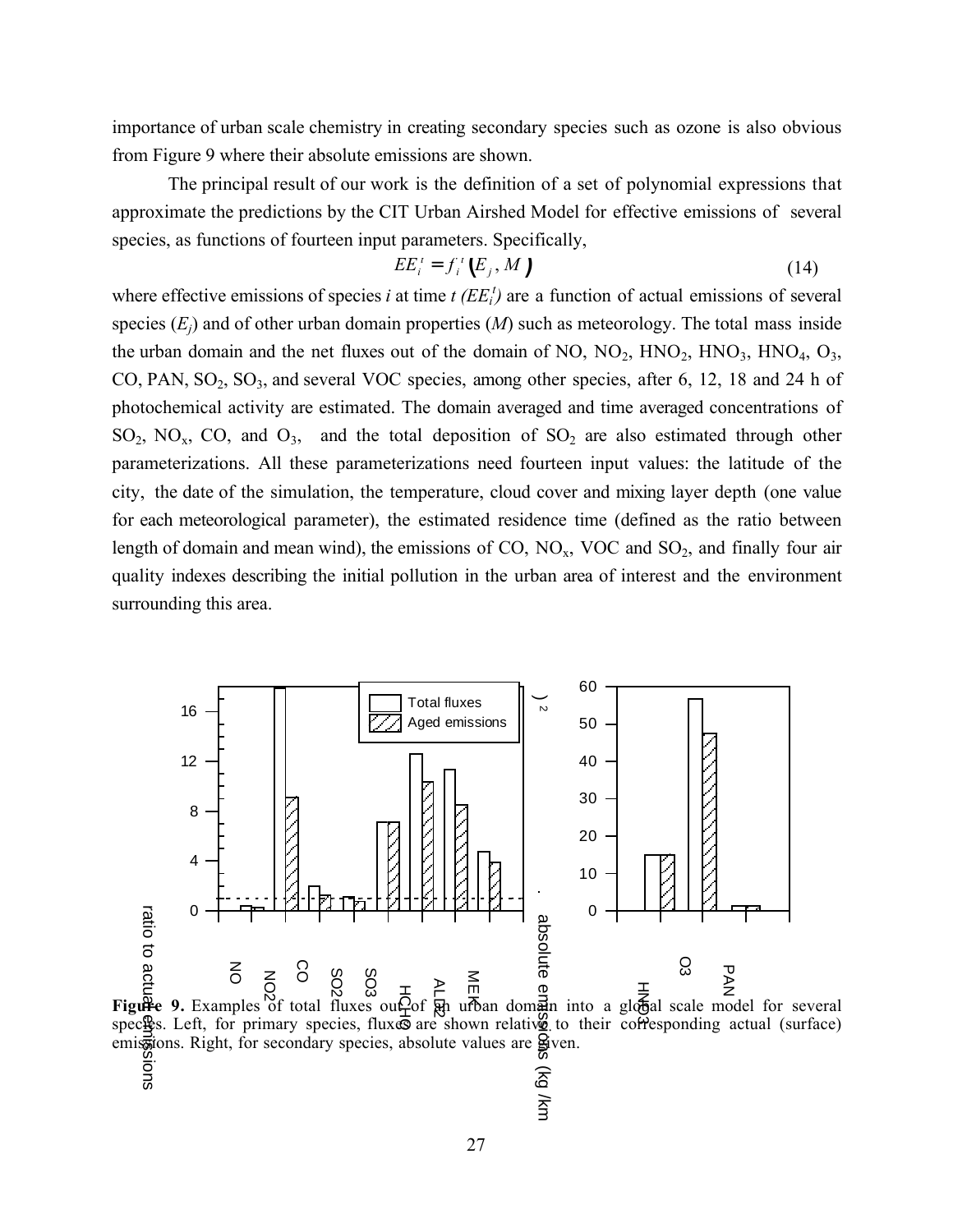importance of urban scale chemistry in creating secondary species such as ozone is also obvious from Figure 9 where their absolute emissions are shown.

The principal result of our work is the definition of a set of polynomial expressions that approximate the predictions by the CIT Urban Airshed Model for effective emissions of several species, as functions of fourteen input parameters. Specifically,

$$EE_i^t = f_i^t\left(E_j, M\right) \tag{14}$$

where effective emissions of species *i* at time *t* $(EE_i^t)$ are a function of actual emissions of several species ($E_j$) and of other urban domain properties ($M$) such as meteorology. The total mass inside the urban domain and the net fluxes out of the domain of NO, $NO_2$, $HNO_2$, $HNO_3$, $HNO_4$, $O_3$, CO, PAN, $SO_2$, $SO_3$, and several VOC species, among other species, after 6, 12, 18 and 24 h of photochemical activity are estimated. The domain averaged and time averaged concentrations of $SO_2$, $NO_x$, CO, and $O_3$, and the total deposition of $SO_2$ are also estimated through other parameterizations. All these parameterizations need fourteen input values: the latitude of the city, the date of the simulation, the temperature, cloud cover and mixing layer depth (one value for each meteorological parameter), the estimated residence time (defined as the ratio between length of domain and mean wind), the emissions of CO, $NO_x$, VOC and $SO_2$, and finally four air quality indexes describing the initial pollution in the urban area of interest and the environment surrounding this area.

**Figure 9.** Examples of total fluxes out of an urban domain into a global scale model for several species. Left, for primary species, fluxes are shown relative to their corresponding actual (surface) emissions. Right, for secondary species, absolute values are given.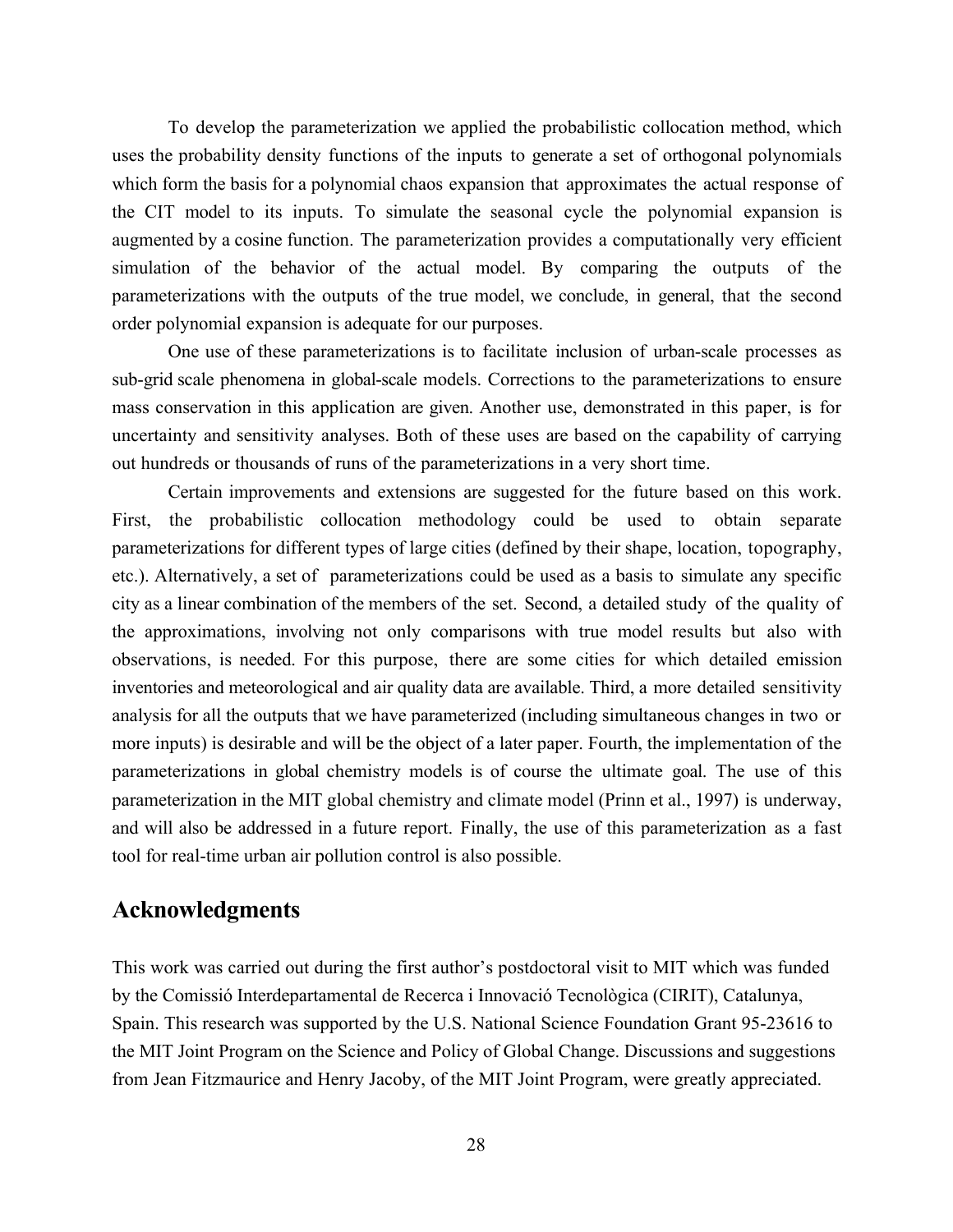To develop the parameterization we applied the probabilistic collocation method, which uses the probability density functions of the inputs to generate a set of orthogonal polynomials which form the basis for a polynomial chaos expansion that approximates the actual response of the CIT model to its inputs. To simulate the seasonal cycle the polynomial expansion is augmented by a cosine function. The parameterization provides a computationally very efficient simulation of the behavior of the actual model. By comparing the outputs of the parameterizations with the outputs of the true model, we conclude, in general, that the second order polynomial expansion is adequate for our purposes.

One use of these parameterizations is to facilitate inclusion of urban-scale processes as sub-grid scale phenomena in global-scale models. Corrections to the parameterizations to ensure mass conservation in this application are given. Another use, demonstrated in this paper, is for uncertainty and sensitivity analyses. Both of these uses are based on the capability of carrying out hundreds or thousands of runs of the parameterizations in a very short time.

Certain improvements and extensions are suggested for the future based on this work. First, the probabilistic collocation methodology could be used to obtain separate parameterizations for different types of large cities (defined by their shape, location, topography, etc.). Alternatively, a set of parameterizations could be used as a basis to simulate any specific city as a linear combination of the members of the set. Second, a detailed study of the quality of the approximations, involving not only comparisons with true model results but also with observations, is needed. For this purpose, there are some cities for which detailed emission inventories and meteorological and air quality data are available. Third, a more detailed sensitivity analysis for all the outputs that we have parameterized (including simultaneous changes in two or more inputs) is desirable and will be the object of a later paper. Fourth, the implementation of the parameterizations in global chemistry models is of course the ultimate goal. The use of this parameterization in the MIT global chemistry and climate model (Prinn et al., 1997) is underway, and will also be addressed in a future report. Finally, the use of this parameterization as a fast tool for real-time urban air pollution control is also possible.

## Acknowledgments

This work was carried out during the first author's postdoctoral visit to MIT which was funded by the Comissió Interdepartamental de Recerca i Innovació Tecnològica (CIRIT), Catalunya, Spain. This research was supported by the U.S. National Science Foundation Grant 95-23616 to the MIT Joint Program on the Science and Policy of Global Change. Discussions and suggestions from Jean Fitzmaurice and Henry Jacoby, of the MIT Joint Program, were greatly appreciated.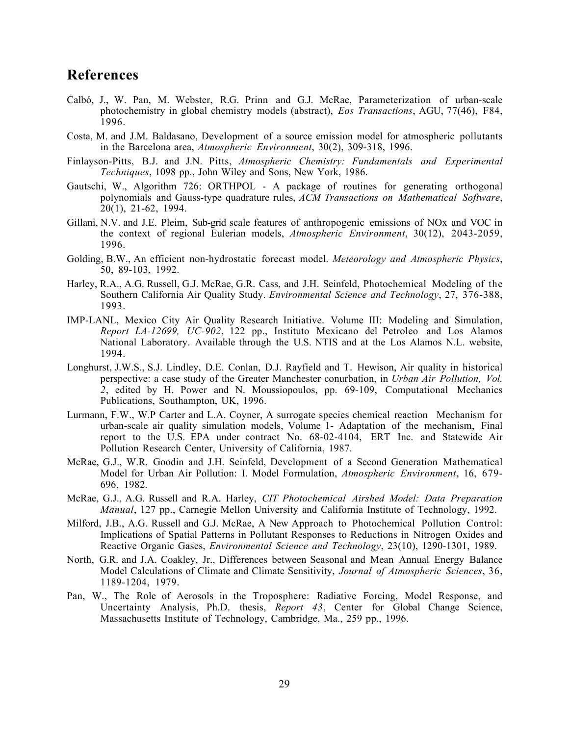## References

Calbó, J., W. Pan, M. Webster, R.G. Prinn and G.J. McRae, Parameterization of urban-scale photochemistry in global chemistry models (abstract), *Eos Transactions*, AGU, 77(46), F84, 1996.

Costa, M. and J.M. Baldasano, Development of a source emission model for atmospheric pollutants in the Barcelona area, *Atmospheric Environment*, 30(2), 309-318, 1996.

Finlayson-Pitts, B.J. and J.N. Pitts, *Atmospheric Chemistry: Fundamentals and Experimental Techniques*, 1098 pp., John Wiley and Sons, New York, 1986.

Gautschi, W., Algorithm 726: ORTHPOL - A package of routines for generating orthogonal polynomials and Gauss-type quadrature rules, *ACM Transactions on Mathematical Software*, 20(1), 21-62, 1994.

Gillani, N.V. and J.E. Pleim, Sub-grid scale features of anthropogenic emissions of NOx and VOC in the context of regional Eulerian models, *Atmospheric Environment*, 30(12), 2043-2059, 1996.

Golding, B.W., An efficient non-hydrostatic forecast model. *Meteorology and Atmospheric Physics*, 50, 89-103, 1992.

Harley, R.A., A.G. Russell, G.J. McRae, G.R. Cass, and J.H. Seinfeld, Photochemical Modeling of the Southern California Air Quality Study. *Environmental Science and Technology*, 27, 376-388, 1993.

IMP-LANL, Mexico City Air Quality Research Initiative. Volume III: Modeling and Simulation, *Report LA-12699, UC-902*, 122 pp., Instituto Mexicano del Petroleo and Los Alamos National Laboratory. Available through the U.S. NTIS and at the Los Alamos N.L. website, 1994.

Longhurst, J.W.S., S.J. Lindley, D.E. Conlan, D.J. Rayfield and T. Hewison, Air quality in historical perspective: a case study of the Greater Manchester conurbation, in *Urban Air Pollution, Vol. 2*, edited by H. Power and N. Moussiopoulos, pp. 69-109, Computational Mechanics Publications, Southampton, UK, 1996.

Lurmann, F.W., W.P Carter and L.A. Coyner, A surrogate species chemical reaction Mechanism for urban-scale air quality simulation models, Volume 1- Adaptation of the mechanism, Final report to the U.S. EPA under contract No. 68-02-4104, ERT Inc. and Statewide Air Pollution Research Center, University of California, 1987.

McRae, G.J., W.R. Goodin and J.H. Seinfeld, Development of a Second Generation Mathematical Model for Urban Air Pollution: I. Model Formulation, *Atmospheric Environment*, 16, 679-696, 1982.

McRae, G.J., A.G. Russell and R.A. Harley, *CIT Photochemical Airshed Model: Data Preparation Manual*, 127 pp., Carnegie Mellon University and California Institute of Technology, 1992.

Milford, J.B., A.G. Russell and G.J. McRae, A New Approach to Photochemical Pollution Control: Implications of Spatial Patterns in Pollutant Responses to Reductions in Nitrogen Oxides and Reactive Organic Gases, *Environmental Science and Technology*, 23(10), 1290-1301, 1989.

North, G.R. and J.A. Coakley, Jr., Differences between Seasonal and Mean Annual Energy Balance Model Calculations of Climate and Climate Sensitivity, *Journal of Atmospheric Sciences*, 36, 1189-1204, 1979.

Pan, W., The Role of Aerosols in the Troposphere: Radiative Forcing, Model Response, and Uncertainty Analysis, Ph.D. thesis, *Report 43*, Center for Global Change Science, Massachusetts Institute of Technology, Cambridge, Ma., 259 pp., 1996.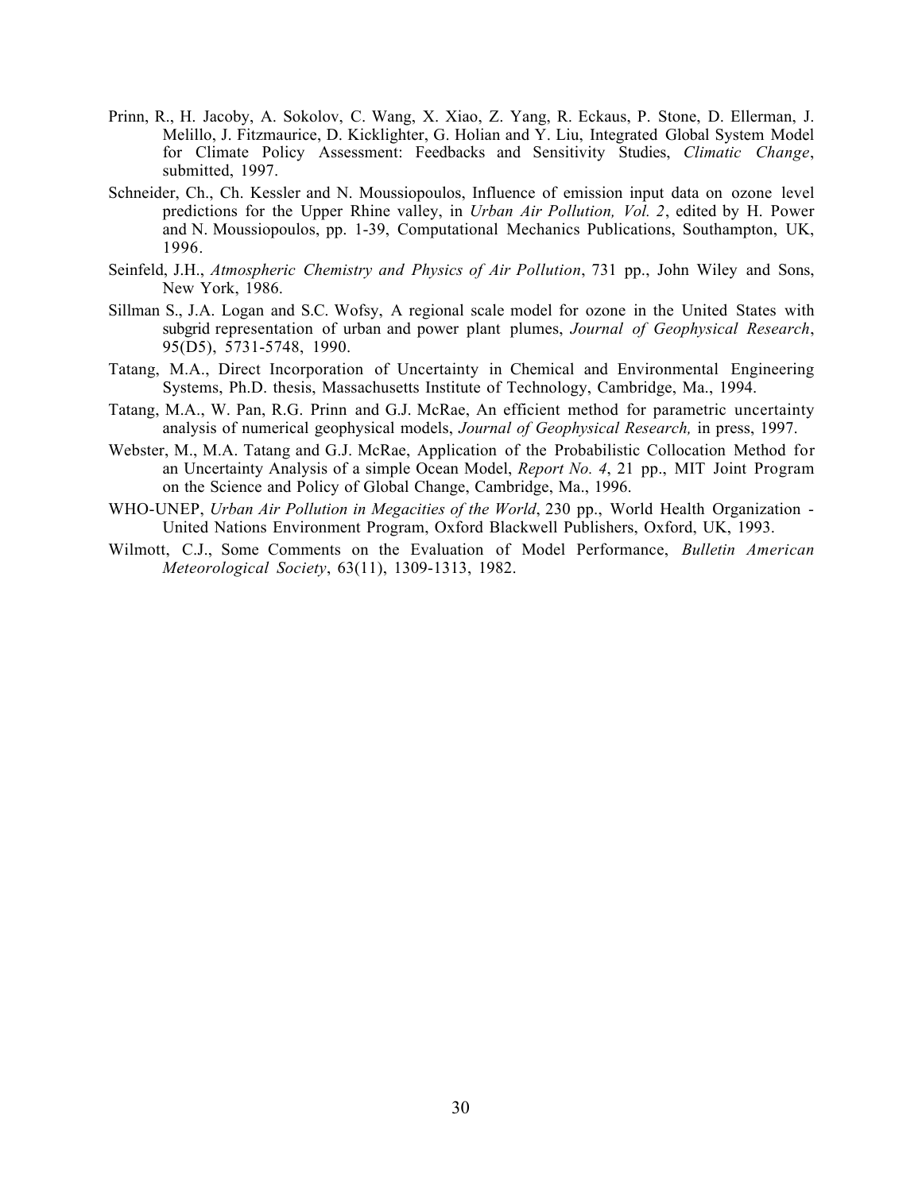Prinn, R., H. Jacoby, A. Sokolov, C. Wang, X. Xiao, Z. Yang, R. Eckaus, P. Stone, D. Ellerman, J. Melillo, J. Fitzmaurice, D. Kicklighter, G. Holian and Y. Liu, Integrated Global System Model for Climate Policy Assessment: Feedbacks and Sensitivity Studies, *Climatic Change*, submitted, 1997.

Schneider, Ch., Ch. Kessler and N. Moussiopoulos, Influence of emission input data on ozone level predictions for the Upper Rhine valley, in *Urban Air Pollution, Vol. 2*, edited by H. Power and N. Moussiopoulos, pp. 1-39, Computational Mechanics Publications, Southampton, UK, 1996.

Seinfeld, J.H., *Atmospheric Chemistry and Physics of Air Pollution*, 731 pp., John Wiley and Sons, New York, 1986.

Sillman S., J.A. Logan and S.C. Wofsy, A regional scale model for ozone in the United States with subgrid representation of urban and power plant plumes, *Journal of Geophysical Research*, 95(D5), 5731-5748, 1990.

Tatang, M.A., Direct Incorporation of Uncertainty in Chemical and Environmental Engineering Systems, Ph.D. thesis, Massachusetts Institute of Technology, Cambridge, Ma., 1994.

Tatang, M.A., W. Pan, R.G. Prinn and G.J. McRae, An efficient method for parametric uncertainty analysis of numerical geophysical models, *Journal of Geophysical Research,* in press, 1997.

Webster, M., M.A. Tatang and G.J. McRae, Application of the Probabilistic Collocation Method for an Uncertainty Analysis of a simple Ocean Model, *Report No. 4*, 21 pp., MIT Joint Program on the Science and Policy of Global Change, Cambridge, Ma., 1996.

WHO-UNEP, *Urban Air Pollution in Megacities of the World*, 230 pp., World Health Organization - United Nations Environment Program, Oxford Blackwell Publishers, Oxford, UK, 1993.

Wilmott, C.J., Some Comments on the Evaluation of Model Performance, *Bulletin American Meteorological Society*, 63(11), 1309-1313, 1982.